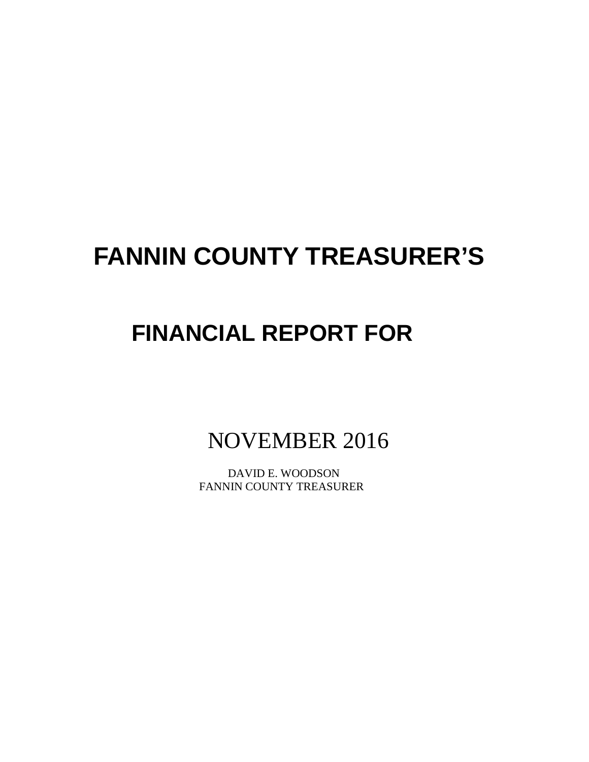# FANNIN COUNTY TREASURER'S

## FINANCIAL REPORT FOR

NOVEMBER 2016

DAVID E. WOODSON
FANNIN COUNTY TREASURER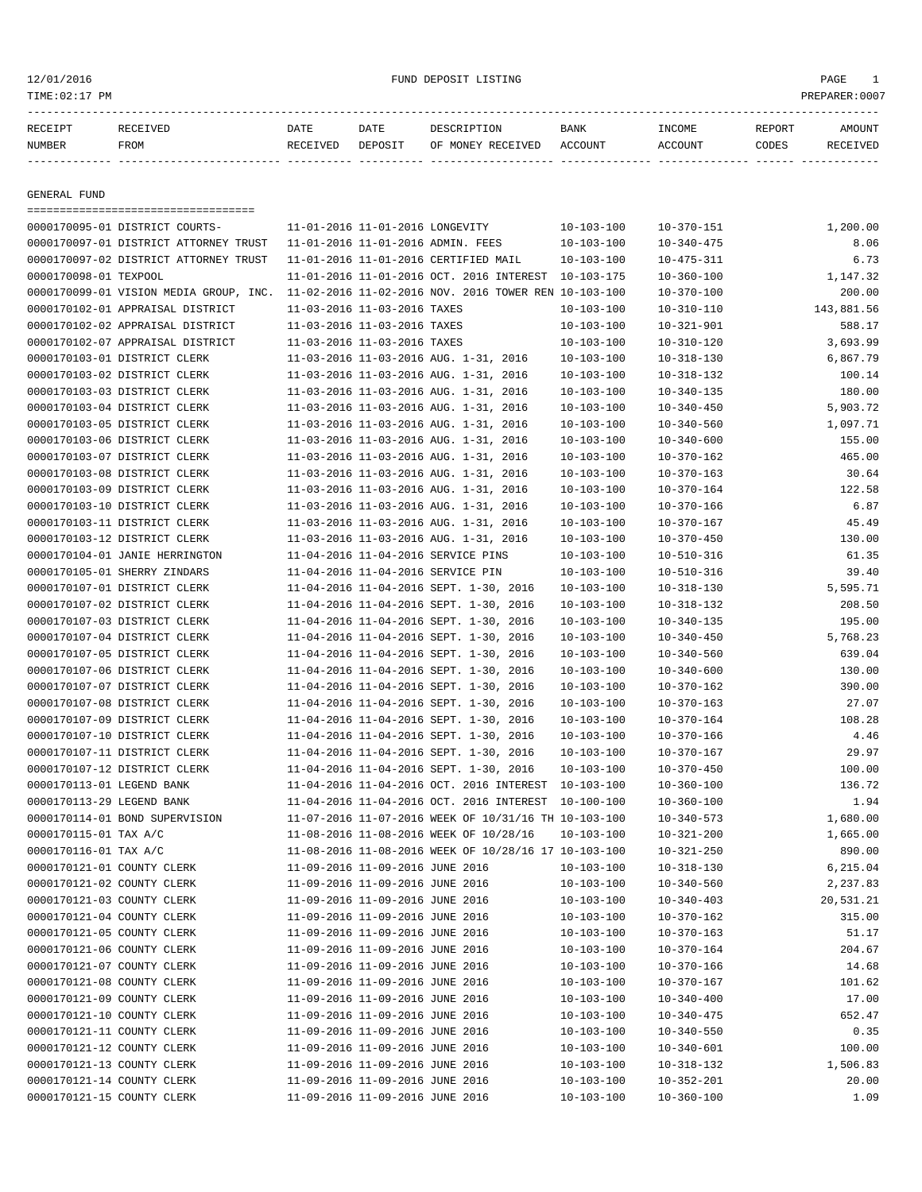12/01/2016 FUND DEPOSIT LISTING

TIME:02:17 PM PREPARER:0007

| RECEIPT NUMBER | RECEIVED FROM | DATE RECEIVED | DATE DEPOSIT | DESCRIPTION OF MONEY RECEIVED | BANK ACCOUNT | INCOME ACCOUNT | REPORT CODES | AMOUNT RECEIVED |
|---|---|---|---|---|---|---|---|---|

GENERAL FUND

| RECEIPT NUMBER | RECEIVED FROM | DATE RECEIVED | DATE DEPOSIT | DESCRIPTION OF MONEY RECEIVED | BANK ACCOUNT | INCOME ACCOUNT | REPORT CODES | AMOUNT RECEIVED |
|---|---|---|---|---|---|---|---|---|
| 0000170095-01 | DISTRICT COURTS- | 11-01-2016 | 11-01-2016 | LONGEVITY | 10-103-100 | 10-370-151 | | 1,200.00 |
| 0000170097-01 | DISTRICT ATTORNEY TRUST | 11-01-2016 | 11-01-2016 | ADMIN. FEES | 10-103-100 | 10-340-475 | | 8.06 |
| 0000170097-02 | DISTRICT ATTORNEY TRUST | 11-01-2016 | 11-01-2016 | CERTIFIED MAIL | 10-103-100 | 10-475-311 | | 6.73 |
| 0000170098-01 | TEXPOOL | 11-01-2016 | 11-01-2016 | OCT. 2016 INTEREST | 10-103-175 | 10-360-100 | | 1,147.32 |
| 0000170099-01 | VISION MEDIA GROUP, INC. | 11-02-2016 | 11-02-2016 | NOV. 2016 TOWER REN | 10-103-100 | 10-370-100 | | 200.00 |
| 0000170102-01 | APPRAISAL DISTRICT | 11-03-2016 | 11-03-2016 | TAXES | 10-103-100 | 10-310-110 | | 143,881.56 |
| 0000170102-02 | APPRAISAL DISTRICT | 11-03-2016 | 11-03-2016 | TAXES | 10-103-100 | 10-321-901 | | 588.17 |
| 0000170102-07 | APPRAISAL DISTRICT | 11-03-2016 | 11-03-2016 | TAXES | 10-103-100 | 10-310-120 | | 3,693.99 |
| 0000170103-01 | DISTRICT CLERK | 11-03-2016 | 11-03-2016 | AUG. 1-31, 2016 | 10-103-100 | 10-318-130 | | 6,867.79 |
| 0000170103-02 | DISTRICT CLERK | 11-03-2016 | 11-03-2016 | AUG. 1-31, 2016 | 10-103-100 | 10-318-132 | | 100.14 |
| 0000170103-03 | DISTRICT CLERK | 11-03-2016 | 11-03-2016 | AUG. 1-31, 2016 | 10-103-100 | 10-340-135 | | 180.00 |
| 0000170103-04 | DISTRICT CLERK | 11-03-2016 | 11-03-2016 | AUG. 1-31, 2016 | 10-103-100 | 10-340-450 | | 5,903.72 |
| 0000170103-05 | DISTRICT CLERK | 11-03-2016 | 11-03-2016 | AUG. 1-31, 2016 | 10-103-100 | 10-340-560 | | 1,097.71 |
| 0000170103-06 | DISTRICT CLERK | 11-03-2016 | 11-03-2016 | AUG. 1-31, 2016 | 10-103-100 | 10-340-600 | | 155.00 |
| 0000170103-07 | DISTRICT CLERK | 11-03-2016 | 11-03-2016 | AUG. 1-31, 2016 | 10-103-100 | 10-370-162 | | 465.00 |
| 0000170103-08 | DISTRICT CLERK | 11-03-2016 | 11-03-2016 | AUG. 1-31, 2016 | 10-103-100 | 10-370-163 | | 30.64 |
| 0000170103-09 | DISTRICT CLERK | 11-03-2016 | 11-03-2016 | AUG. 1-31, 2016 | 10-103-100 | 10-370-164 | | 122.58 |
| 0000170103-10 | DISTRICT CLERK | 11-03-2016 | 11-03-2016 | AUG. 1-31, 2016 | 10-103-100 | 10-370-166 | | 6.87 |
| 0000170103-11 | DISTRICT CLERK | 11-03-2016 | 11-03-2016 | AUG. 1-31, 2016 | 10-103-100 | 10-370-167 | | 45.49 |
| 0000170103-12 | DISTRICT CLERK | 11-03-2016 | 11-03-2016 | AUG. 1-31, 2016 | 10-103-100 | 10-370-450 | | 130.00 |
| 0000170104-01 | JANIE HERRINGTON | 11-04-2016 | 11-04-2016 | SERVICE PINS | 10-103-100 | 10-510-316 | | 61.35 |
| 0000170105-01 | SHERRY ZINDARS | 11-04-2016 | 11-04-2016 | SERVICE PIN | 10-103-100 | 10-510-316 | | 39.40 |
| 0000170107-01 | DISTRICT CLERK | 11-04-2016 | 11-04-2016 | SEPT. 1-30, 2016 | 10-103-100 | 10-318-130 | | 5,595.71 |
| 0000170107-02 | DISTRICT CLERK | 11-04-2016 | 11-04-2016 | SEPT. 1-30, 2016 | 10-103-100 | 10-318-132 | | 208.50 |
| 0000170107-03 | DISTRICT CLERK | 11-04-2016 | 11-04-2016 | SEPT. 1-30, 2016 | 10-103-100 | 10-340-135 | | 195.00 |
| 0000170107-04 | DISTRICT CLERK | 11-04-2016 | 11-04-2016 | SEPT. 1-30, 2016 | 10-103-100 | 10-340-450 | | 5,768.23 |
| 0000170107-05 | DISTRICT CLERK | 11-04-2016 | 11-04-2016 | SEPT. 1-30, 2016 | 10-103-100 | 10-340-560 | | 639.04 |
| 0000170107-06 | DISTRICT CLERK | 11-04-2016 | 11-04-2016 | SEPT. 1-30, 2016 | 10-103-100 | 10-340-600 | | 130.00 |
| 0000170107-07 | DISTRICT CLERK | 11-04-2016 | 11-04-2016 | SEPT. 1-30, 2016 | 10-103-100 | 10-370-162 | | 390.00 |
| 0000170107-08 | DISTRICT CLERK | 11-04-2016 | 11-04-2016 | SEPT. 1-30, 2016 | 10-103-100 | 10-370-163 | | 27.07 |
| 0000170107-09 | DISTRICT CLERK | 11-04-2016 | 11-04-2016 | SEPT. 1-30, 2016 | 10-103-100 | 10-370-164 | | 108.28 |
| 0000170107-10 | DISTRICT CLERK | 11-04-2016 | 11-04-2016 | SEPT. 1-30, 2016 | 10-103-100 | 10-370-166 | | 4.46 |
| 0000170107-11 | DISTRICT CLERK | 11-04-2016 | 11-04-2016 | SEPT. 1-30, 2016 | 10-103-100 | 10-370-167 | | 29.97 |
| 0000170107-12 | DISTRICT CLERK | 11-04-2016 | 11-04-2016 | SEPT. 1-30, 2016 | 10-103-100 | 10-370-450 | | 100.00 |
| 0000170113-01 | LEGEND BANK | 11-04-2016 | 11-04-2016 | OCT. 2016 INTEREST | 10-103-100 | 10-360-100 | | 136.72 |
| 0000170113-29 | LEGEND BANK | 11-04-2016 | 11-04-2016 | OCT. 2016 INTEREST | 10-100-100 | 10-360-100 | | 1.94 |
| 0000170114-01 | BOND SUPERVISION | 11-07-2016 | 11-07-2016 | WEEK OF 10/31/16 TH | 10-103-100 | 10-340-573 | | 1,680.00 |
| 0000170115-01 | TAX A/C | 11-08-2016 | 11-08-2016 | WEEK OF 10/28/16 | 10-103-100 | 10-321-200 | | 1,665.00 |
| 0000170116-01 | TAX A/C | 11-08-2016 | 11-08-2016 | WEEK OF 10/28/16 17 | 10-103-100 | 10-321-250 | | 890.00 |
| 0000170121-01 | COUNTY CLERK | 11-09-2016 | 11-09-2016 | JUNE 2016 | 10-103-100 | 10-318-130 | | 6,215.04 |
| 0000170121-02 | COUNTY CLERK | 11-09-2016 | 11-09-2016 | JUNE 2016 | 10-103-100 | 10-340-560 | | 2,237.83 |
| 0000170121-03 | COUNTY CLERK | 11-09-2016 | 11-09-2016 | JUNE 2016 | 10-103-100 | 10-340-403 | | 20,531.21 |
| 0000170121-04 | COUNTY CLERK | 11-09-2016 | 11-09-2016 | JUNE 2016 | 10-103-100 | 10-370-162 | | 315.00 |
| 0000170121-05 | COUNTY CLERK | 11-09-2016 | 11-09-2016 | JUNE 2016 | 10-103-100 | 10-370-163 | | 51.17 |
| 0000170121-06 | COUNTY CLERK | 11-09-2016 | 11-09-2016 | JUNE 2016 | 10-103-100 | 10-370-164 | | 204.67 |
| 0000170121-07 | COUNTY CLERK | 11-09-2016 | 11-09-2016 | JUNE 2016 | 10-103-100 | 10-370-166 | | 14.68 |
| 0000170121-08 | COUNTY CLERK | 11-09-2016 | 11-09-2016 | JUNE 2016 | 10-103-100 | 10-370-167 | | 101.62 |
| 0000170121-09 | COUNTY CLERK | 11-09-2016 | 11-09-2016 | JUNE 2016 | 10-103-100 | 10-340-400 | | 17.00 |
| 0000170121-10 | COUNTY CLERK | 11-09-2016 | 11-09-2016 | JUNE 2016 | 10-103-100 | 10-340-475 | | 652.47 |
| 0000170121-11 | COUNTY CLERK | 11-09-2016 | 11-09-2016 | JUNE 2016 | 10-103-100 | 10-340-550 | | 0.35 |
| 0000170121-12 | COUNTY CLERK | 11-09-2016 | 11-09-2016 | JUNE 2016 | 10-103-100 | 10-340-601 | | 100.00 |
| 0000170121-13 | COUNTY CLERK | 11-09-2016 | 11-09-2016 | JUNE 2016 | 10-103-100 | 10-318-132 | | 1,506.83 |
| 0000170121-14 | COUNTY CLERK | 11-09-2016 | 11-09-2016 | JUNE 2016 | 10-103-100 | 10-352-201 | | 20.00 |
| 0000170121-15 | COUNTY CLERK | 11-09-2016 | 11-09-2016 | JUNE 2016 | 10-103-100 | 10-360-100 | | 1.09 |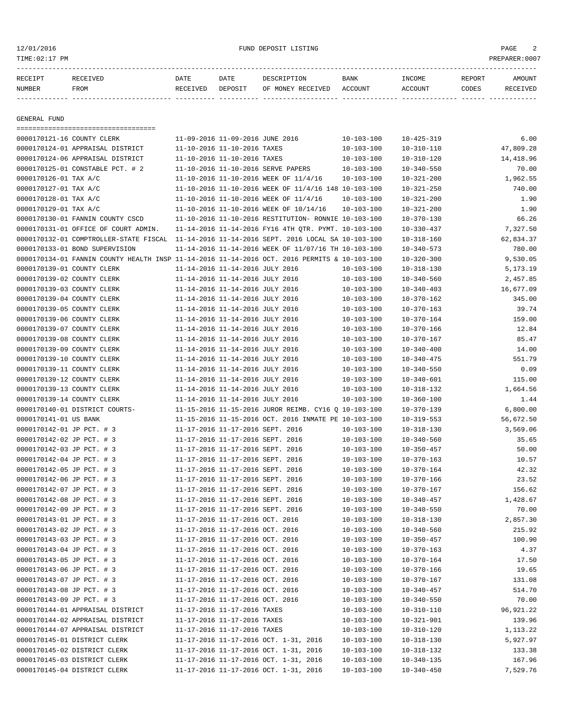| RECEIPT NUMBER | RECEIVED FROM | DATE RECEIVED | DATE DEPOSIT | DESCRIPTION OF MONEY RECEIVED | BANK ACCOUNT | INCOME ACCOUNT | REPORT CODES | AMOUNT RECEIVED |
|---|---|---|---|---|---|---|---|---|

GENERAL FUND

| RECEIPT NUMBER | RECEIVED FROM | DATE RECEIVED | DATE DEPOSIT | DESCRIPTION OF MONEY RECEIVED | BANK ACCOUNT | INCOME ACCOUNT | REPORT CODES | AMOUNT RECEIVED |
|---|---|---|---|---|---|---|---|---|
| 0000170121-16 | COUNTY CLERK | 11-09-2016 | 11-09-2016 | JUNE 2016 | 10-103-100 | 10-425-319 | | 6.00 |
| 0000170124-01 | APPRAISAL DISTRICT | 11-10-2016 | 11-10-2016 | TAXES | 10-103-100 | 10-310-110 | | 47,809.28 |
| 0000170124-06 | APPRAISAL DISTRICT | 11-10-2016 | 11-10-2016 | TAXES | 10-103-100 | 10-310-120 | | 14,418.96 |
| 0000170125-01 | CONSTABLE PCT. # 2 | 11-10-2016 | 11-10-2016 | SERVE PAPERS | 10-103-100 | 10-340-550 | | 70.00 |
| 0000170126-01 | TAX A/C | 11-10-2016 | 11-10-2016 | WEEK OF 11/4/16 | 10-103-100 | 10-321-200 | | 1,962.55 |
| 0000170127-01 | TAX A/C | 11-10-2016 | 11-10-2016 | WEEK OF 11/4/16 148 | 10-103-100 | 10-321-250 | | 740.00 |
| 0000170128-01 | TAX A/C | 11-10-2016 | 11-10-2016 | WEEK OF 11/4/16 | 10-103-100 | 10-321-200 | | 1.90 |
| 0000170129-01 | TAX A/C | 11-10-2016 | 11-10-2016 | WEEK OF 10/14/16 | 10-103-100 | 10-321-200 | | 1.90 |
| 0000170130-01 | FANNIN COUNTY CSCD | 11-10-2016 | 11-10-2016 | RESTITUTION- RONNIE | 10-103-100 | 10-370-130 | | 66.26 |
| 0000170131-01 | OFFICE OF COURT ADMIN. | 11-14-2016 | 11-14-2016 | FY16 4TH QTR. PYMT. | 10-103-100 | 10-330-437 | | 7,327.50 |
| 0000170132-01 | COMPTROLLER-STATE FISCAL | 11-14-2016 | 11-14-2016 | SEPT. 2016 LOCAL SA | 10-103-100 | 10-318-160 | | 62,834.37 |
| 0000170133-01 | BOND SUPERVISION | 11-14-2016 | 11-14-2016 | WEEK OF 11/07/16 TH | 10-103-100 | 10-340-573 | | 780.00 |
| 0000170134-01 | FANNIN COUNTY HEALTH INSP | 11-14-2016 | 11-14-2016 | OCT. 2016 PERMITS & | 10-103-100 | 10-320-300 | | 9,530.05 |
| 0000170139-01 | COUNTY CLERK | 11-14-2016 | 11-14-2016 | JULY 2016 | 10-103-100 | 10-318-130 | | 5,173.19 |
| 0000170139-02 | COUNTY CLERK | 11-14-2016 | 11-14-2016 | JULY 2016 | 10-103-100 | 10-340-560 | | 2,457.85 |
| 0000170139-03 | COUNTY CLERK | 11-14-2016 | 11-14-2016 | JULY 2016 | 10-103-100 | 10-340-403 | | 16,677.09 |
| 0000170139-04 | COUNTY CLERK | 11-14-2016 | 11-14-2016 | JULY 2016 | 10-103-100 | 10-370-162 | | 345.00 |
| 0000170139-05 | COUNTY CLERK | 11-14-2016 | 11-14-2016 | JULY 2016 | 10-103-100 | 10-370-163 | | 39.74 |
| 0000170139-06 | COUNTY CLERK | 11-14-2016 | 11-14-2016 | JULY 2016 | 10-103-100 | 10-370-164 | | 159.00 |
| 0000170139-07 | COUNTY CLERK | 11-14-2016 | 11-14-2016 | JULY 2016 | 10-103-100 | 10-370-166 | | 12.84 |
| 0000170139-08 | COUNTY CLERK | 11-14-2016 | 11-14-2016 | JULY 2016 | 10-103-100 | 10-370-167 | | 85.47 |
| 0000170139-09 | COUNTY CLERK | 11-14-2016 | 11-14-2016 | JULY 2016 | 10-103-100 | 10-340-400 | | 14.00 |
| 0000170139-10 | COUNTY CLERK | 11-14-2016 | 11-14-2016 | JULY 2016 | 10-103-100 | 10-340-475 | | 551.79 |
| 0000170139-11 | COUNTY CLERK | 11-14-2016 | 11-14-2016 | JULY 2016 | 10-103-100 | 10-340-550 | | 0.09 |
| 0000170139-12 | COUNTY CLERK | 11-14-2016 | 11-14-2016 | JULY 2016 | 10-103-100 | 10-340-601 | | 115.00 |
| 0000170139-13 | COUNTY CLERK | 11-14-2016 | 11-14-2016 | JULY 2016 | 10-103-100 | 10-318-132 | | 1,664.56 |
| 0000170139-14 | COUNTY CLERK | 11-14-2016 | 11-14-2016 | JULY 2016 | 10-103-100 | 10-360-100 | | 1.44 |
| 0000170140-01 | DISTRICT COURTS- | 11-15-2016 | 11-15-2016 | JUROR REIMB. CY16 Q | 10-103-100 | 10-370-139 | | 6,800.00 |
| 0000170141-01 | US BANK | 11-15-2016 | 11-15-2016 | OCT. 2016 INMATE PE | 10-103-100 | 10-319-553 | | 56,672.50 |
| 0000170142-01 | JP PCT. # 3 | 11-17-2016 | 11-17-2016 | SEPT. 2016 | 10-103-100 | 10-318-130 | | 3,569.06 |
| 0000170142-02 | JP PCT. # 3 | 11-17-2016 | 11-17-2016 | SEPT. 2016 | 10-103-100 | 10-340-560 | | 35.65 |
| 0000170142-03 | JP PCT. # 3 | 11-17-2016 | 11-17-2016 | SEPT. 2016 | 10-103-100 | 10-350-457 | | 50.00 |
| 0000170142-04 | JP PCT. # 3 | 11-17-2016 | 11-17-2016 | SEPT. 2016 | 10-103-100 | 10-370-163 | | 10.57 |
| 0000170142-05 | JP PCT. # 3 | 11-17-2016 | 11-17-2016 | SEPT. 2016 | 10-103-100 | 10-370-164 | | 42.32 |
| 0000170142-06 | JP PCT. # 3 | 11-17-2016 | 11-17-2016 | SEPT. 2016 | 10-103-100 | 10-370-166 | | 23.52 |
| 0000170142-07 | JP PCT. # 3 | 11-17-2016 | 11-17-2016 | SEPT. 2016 | 10-103-100 | 10-370-167 | | 156.62 |
| 0000170142-08 | JP PCT. # 3 | 11-17-2016 | 11-17-2016 | SEPT. 2016 | 10-103-100 | 10-340-457 | | 1,428.67 |
| 0000170142-09 | JP PCT. # 3 | 11-17-2016 | 11-17-2016 | SEPT. 2016 | 10-103-100 | 10-340-550 | | 70.00 |
| 0000170143-01 | JP PCT. # 3 | 11-17-2016 | 11-17-2016 | OCT. 2016 | 10-103-100 | 10-318-130 | | 2,857.30 |
| 0000170143-02 | JP PCT. # 3 | 11-17-2016 | 11-17-2016 | OCT. 2016 | 10-103-100 | 10-340-560 | | 215.92 |
| 0000170143-03 | JP PCT. # 3 | 11-17-2016 | 11-17-2016 | OCT. 2016 | 10-103-100 | 10-350-457 | | 100.90 |
| 0000170143-04 | JP PCT. # 3 | 11-17-2016 | 11-17-2016 | OCT. 2016 | 10-103-100 | 10-370-163 | | 4.37 |
| 0000170143-05 | JP PCT. # 3 | 11-17-2016 | 11-17-2016 | OCT. 2016 | 10-103-100 | 10-370-164 | | 17.50 |
| 0000170143-06 | JP PCT. # 3 | 11-17-2016 | 11-17-2016 | OCT. 2016 | 10-103-100 | 10-370-166 | | 19.65 |
| 0000170143-07 | JP PCT. # 3 | 11-17-2016 | 11-17-2016 | OCT. 2016 | 10-103-100 | 10-370-167 | | 131.08 |
| 0000170143-08 | JP PCT. # 3 | 11-17-2016 | 11-17-2016 | OCT. 2016 | 10-103-100 | 10-340-457 | | 514.70 |
| 0000170143-09 | JP PCT. # 3 | 11-17-2016 | 11-17-2016 | OCT. 2016 | 10-103-100 | 10-340-550 | | 70.00 |
| 0000170144-01 | APPRAISAL DISTRICT | 11-17-2016 | 11-17-2016 | TAXES | 10-103-100 | 10-310-110 | | 96,921.22 |
| 0000170144-02 | APPRAISAL DISTRICT | 11-17-2016 | 11-17-2016 | TAXES | 10-103-100 | 10-321-901 | | 139.96 |
| 0000170144-07 | APPRAISAL DISTRICT | 11-17-2016 | 11-17-2016 | TAXES | 10-103-100 | 10-310-120 | | 1,113.22 |
| 0000170145-01 | DISTRICT CLERK | 11-17-2016 | 11-17-2016 | OCT. 1-31, 2016 | 10-103-100 | 10-318-130 | | 5,927.97 |
| 0000170145-02 | DISTRICT CLERK | 11-17-2016 | 11-17-2016 | OCT. 1-31, 2016 | 10-103-100 | 10-318-132 | | 133.38 |
| 0000170145-03 | DISTRICT CLERK | 11-17-2016 | 11-17-2016 | OCT. 1-31, 2016 | 10-103-100 | 10-340-135 | | 167.96 |
| 0000170145-04 | DISTRICT CLERK | 11-17-2016 | 11-17-2016 | OCT. 1-31, 2016 | 10-103-100 | 10-340-450 | | 7,529.76 |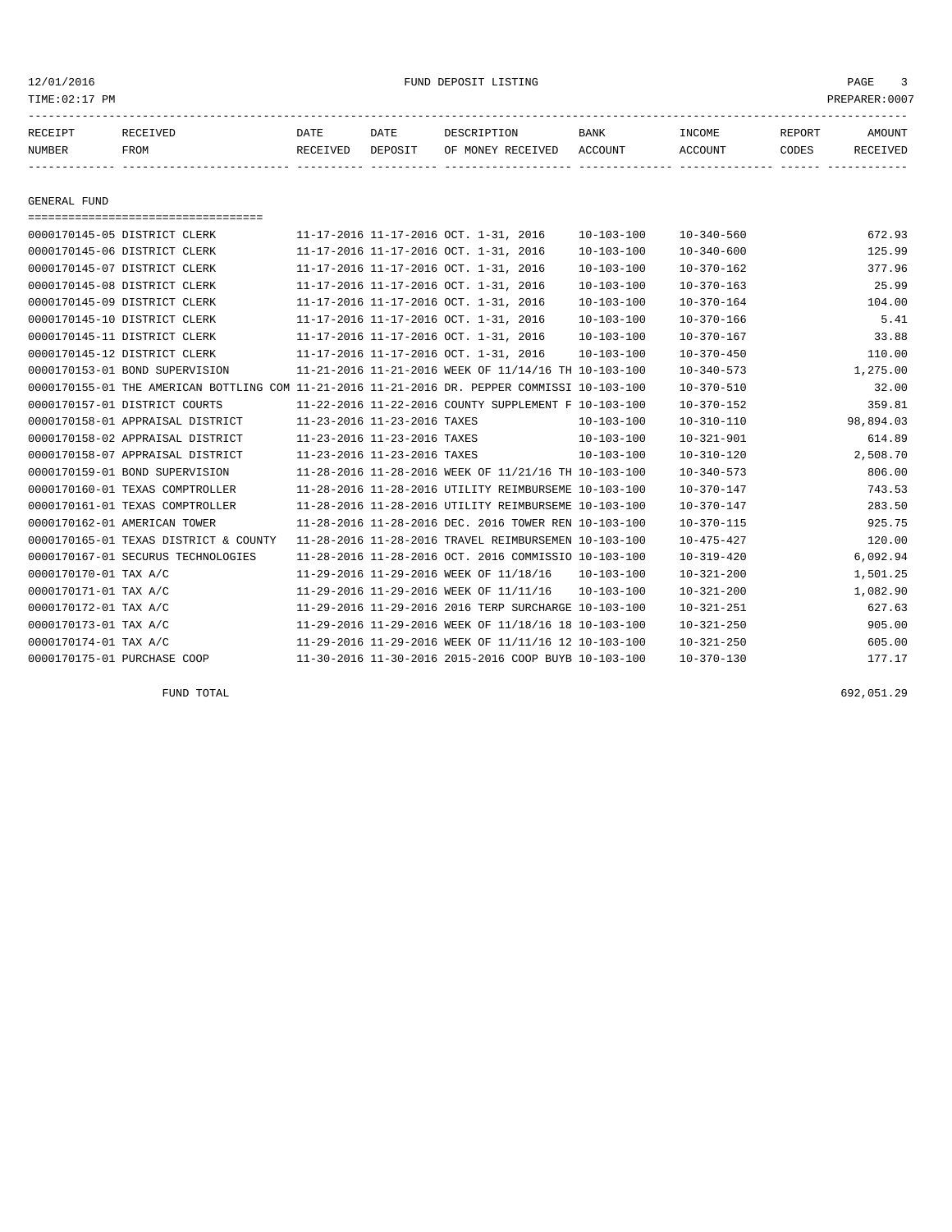12/01/2016 FUND DEPOSIT LISTING
TIME:02:17 PM PREPARER:0007

| RECEIPT NUMBER | RECEIVED FROM | DATE RECEIVED | DATE DEPOSIT | DESCRIPTION OF MONEY RECEIVED | BANK ACCOUNT | INCOME ACCOUNT | REPORT CODES | AMOUNT RECEIVED |
|---|---|---|---|---|---|---|---|---|

GENERAL FUND

| RECEIPT NUMBER | RECEIVED FROM | DATE RECEIVED | DATE DEPOSIT | DESCRIPTION OF MONEY RECEIVED | BANK ACCOUNT | INCOME ACCOUNT | REPORT CODES | AMOUNT RECEIVED |
|---|---|---|---|---|---|---|---|---|
| 0000170145-05 | DISTRICT CLERK | 11-17-2016 | 11-17-2016 | OCT. 1-31, 2016 | 10-103-100 | 10-340-560 | | 672.93 |
| 0000170145-06 | DISTRICT CLERK | 11-17-2016 | 11-17-2016 | OCT. 1-31, 2016 | 10-103-100 | 10-340-600 | | 125.99 |
| 0000170145-07 | DISTRICT CLERK | 11-17-2016 | 11-17-2016 | OCT. 1-31, 2016 | 10-103-100 | 10-370-162 | | 377.96 |
| 0000170145-08 | DISTRICT CLERK | 11-17-2016 | 11-17-2016 | OCT. 1-31, 2016 | 10-103-100 | 10-370-163 | | 25.99 |
| 0000170145-09 | DISTRICT CLERK | 11-17-2016 | 11-17-2016 | OCT. 1-31, 2016 | 10-103-100 | 10-370-164 | | 104.00 |
| 0000170145-10 | DISTRICT CLERK | 11-17-2016 | 11-17-2016 | OCT. 1-31, 2016 | 10-103-100 | 10-370-166 | | 5.41 |
| 0000170145-11 | DISTRICT CLERK | 11-17-2016 | 11-17-2016 | OCT. 1-31, 2016 | 10-103-100 | 10-370-167 | | 33.88 |
| 0000170145-12 | DISTRICT CLERK | 11-17-2016 | 11-17-2016 | OCT. 1-31, 2016 | 10-103-100 | 10-370-450 | | 110.00 |
| 0000170153-01 | BOND SUPERVISION | 11-21-2016 | 11-21-2016 | WEEK OF 11/14/16 TH | 10-103-100 | 10-340-573 | | 1,275.00 |
| 0000170155-01 | THE AMERICAN BOTTLING COM | 11-21-2016 | 11-21-2016 | DR. PEPPER COMMISSI | 10-103-100 | 10-370-510 | | 32.00 |
| 0000170157-01 | DISTRICT COURTS | 11-22-2016 | 11-22-2016 | COUNTY SUPPLEMENT F | 10-103-100 | 10-370-152 | | 359.81 |
| 0000170158-01 | APPRAISAL DISTRICT | 11-23-2016 | 11-23-2016 | TAXES | 10-103-100 | 10-310-110 | | 98,894.03 |
| 0000170158-02 | APPRAISAL DISTRICT | 11-23-2016 | 11-23-2016 | TAXES | 10-103-100 | 10-321-901 | | 614.89 |
| 0000170158-07 | APPRAISAL DISTRICT | 11-23-2016 | 11-23-2016 | TAXES | 10-103-100 | 10-310-120 | | 2,508.70 |
| 0000170159-01 | BOND SUPERVISION | 11-28-2016 | 11-28-2016 | WEEK OF 11/21/16 TH | 10-103-100 | 10-340-573 | | 806.00 |
| 0000170160-01 | TEXAS COMPTROLLER | 11-28-2016 | 11-28-2016 | UTILITY REIMBURSEME | 10-103-100 | 10-370-147 | | 743.53 |
| 0000170161-01 | TEXAS COMPTROLLER | 11-28-2016 | 11-28-2016 | UTILITY REIMBURSEME | 10-103-100 | 10-370-147 | | 283.50 |
| 0000170162-01 | AMERICAN TOWER | 11-28-2016 | 11-28-2016 | DEC. 2016 TOWER REN | 10-103-100 | 10-370-115 | | 925.75 |
| 0000170165-01 | TEXAS DISTRICT & COUNTY | 11-28-2016 | 11-28-2016 | TRAVEL REIMBURSEMEN | 10-103-100 | 10-475-427 | | 120.00 |
| 0000170167-01 | SECURUS TECHNOLOGIES | 11-28-2016 | 11-28-2016 | OCT. 2016 COMMISSIO | 10-103-100 | 10-319-420 | | 6,092.94 |
| 0000170170-01 | TAX A/C | 11-29-2016 | 11-29-2016 | WEEK OF 11/18/16 | 10-103-100 | 10-321-200 | | 1,501.25 |
| 0000170171-01 | TAX A/C | 11-29-2016 | 11-29-2016 | WEEK OF 11/11/16 | 10-103-100 | 10-321-200 | | 1,082.90 |
| 0000170172-01 | TAX A/C | 11-29-2016 | 11-29-2016 | 2016 TERP SURCHARGE | 10-103-100 | 10-321-251 | | 627.63 |
| 0000170173-01 | TAX A/C | 11-29-2016 | 11-29-2016 | WEEK OF 11/18/16 18 | 10-103-100 | 10-321-250 | | 905.00 |
| 0000170174-01 | TAX A/C | 11-29-2016 | 11-29-2016 | WEEK OF 11/11/16 12 | 10-103-100 | 10-321-250 | | 605.00 |
| 0000170175-01 | PURCHASE COOP | 11-30-2016 | 11-30-2016 | 2015-2016 COOP BUYB | 10-103-100 | 10-370-130 | | 177.17 |

FUND TOTAL 692,051.29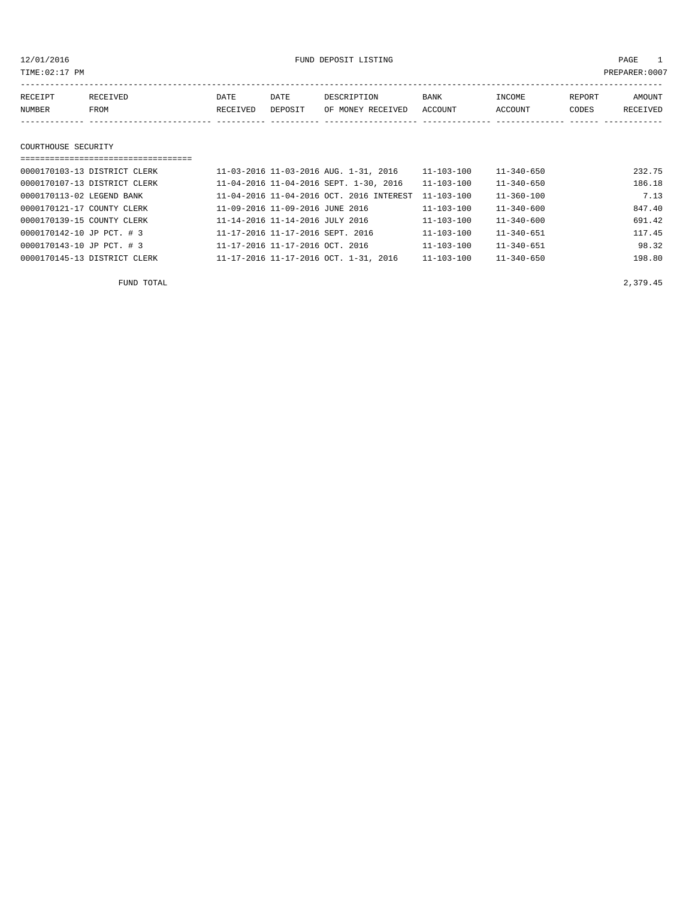12/01/2016 FUND DEPOSIT LISTING

TIME:02:17 PM PREPARER:0007

| RECEIPT NUMBER | RECEIVED FROM | DATE RECEIVED | DATE DEPOSIT | DESCRIPTION OF MONEY RECEIVED | BANK ACCOUNT | INCOME ACCOUNT | REPORT CODES | AMOUNT RECEIVED |
|---|---|---|---|---|---|---|---|---|

## COURTHOUSE SECURITY

| RECEIPT NUMBER | RECEIVED FROM | DATE RECEIVED | DATE DEPOSIT | DESCRIPTION OF MONEY RECEIVED | BANK ACCOUNT | INCOME ACCOUNT | REPORT CODES | AMOUNT RECEIVED |
|---|---|---|---|---|---|---|---|---|
| 0000170103-13 | DISTRICT CLERK | 11-03-2016 | 11-03-2016 | AUG. 1-31, 2016 | 11-103-100 | 11-340-650 | | 232.75 |
| 0000170107-13 | DISTRICT CLERK | 11-04-2016 | 11-04-2016 | SEPT. 1-30, 2016 | 11-103-100 | 11-340-650 | | 186.18 |
| 0000170113-02 | LEGEND BANK | 11-04-2016 | 11-04-2016 | OCT. 2016 INTEREST | 11-103-100 | 11-360-100 | | 7.13 |
| 0000170121-17 | COUNTY CLERK | 11-09-2016 | 11-09-2016 | JUNE 2016 | 11-103-100 | 11-340-600 | | 847.40 |
| 0000170139-15 | COUNTY CLERK | 11-14-2016 | 11-14-2016 | JULY 2016 | 11-103-100 | 11-340-600 | | 691.42 |
| 0000170142-10 | JP PCT. # 3 | 11-17-2016 | 11-17-2016 | SEPT. 2016 | 11-103-100 | 11-340-651 | | 117.45 |
| 0000170143-10 | JP PCT. # 3 | 11-17-2016 | 11-17-2016 | OCT. 2016 | 11-103-100 | 11-340-651 | | 98.32 |
| 0000170145-13 | DISTRICT CLERK | 11-17-2016 | 11-17-2016 | OCT. 1-31, 2016 | 11-103-100 | 11-340-650 | | 198.80 |
| | FUND TOTAL | | | | | | | 2,379.45 |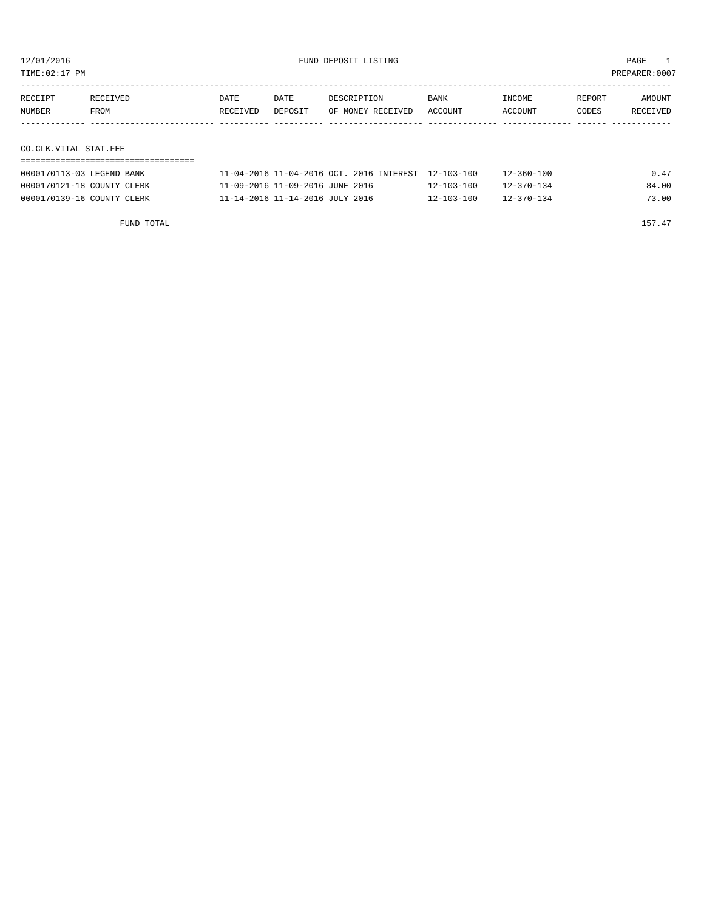12/01/2016 FUND DEPOSIT LISTING

TIME:02:17 PM PREPARER:0007

| RECEIPT NUMBER | RECEIVED FROM | DATE RECEIVED | DATE DEPOSIT | DESCRIPTION OF MONEY RECEIVED | BANK ACCOUNT | INCOME ACCOUNT | REPORT CODES | AMOUNT RECEIVED |
|---|---|---|---|---|---|---|---|---|

## CO.CLK.VITAL STAT.FEE

| RECEIPT NUMBER | RECEIVED FROM | DATE RECEIVED | DATE DEPOSIT | DESCRIPTION OF MONEY RECEIVED | BANK ACCOUNT | INCOME ACCOUNT | REPORT CODES | AMOUNT RECEIVED |
|---|---|---|---|---|---|---|---|---|
| 0000170113-03 | LEGEND BANK | 11-04-2016 | 11-04-2016 | OCT. 2016 INTEREST | 12-103-100 | 12-360-100 | | 0.47 |
| 0000170121-18 | COUNTY CLERK | 11-09-2016 | 11-09-2016 | JUNE 2016 | 12-103-100 | 12-370-134 | | 84.00 |
| 0000170139-16 | COUNTY CLERK | 11-14-2016 | 11-14-2016 | JULY 2016 | 12-103-100 | 12-370-134 | | 73.00 |

FUND TOTAL 157.47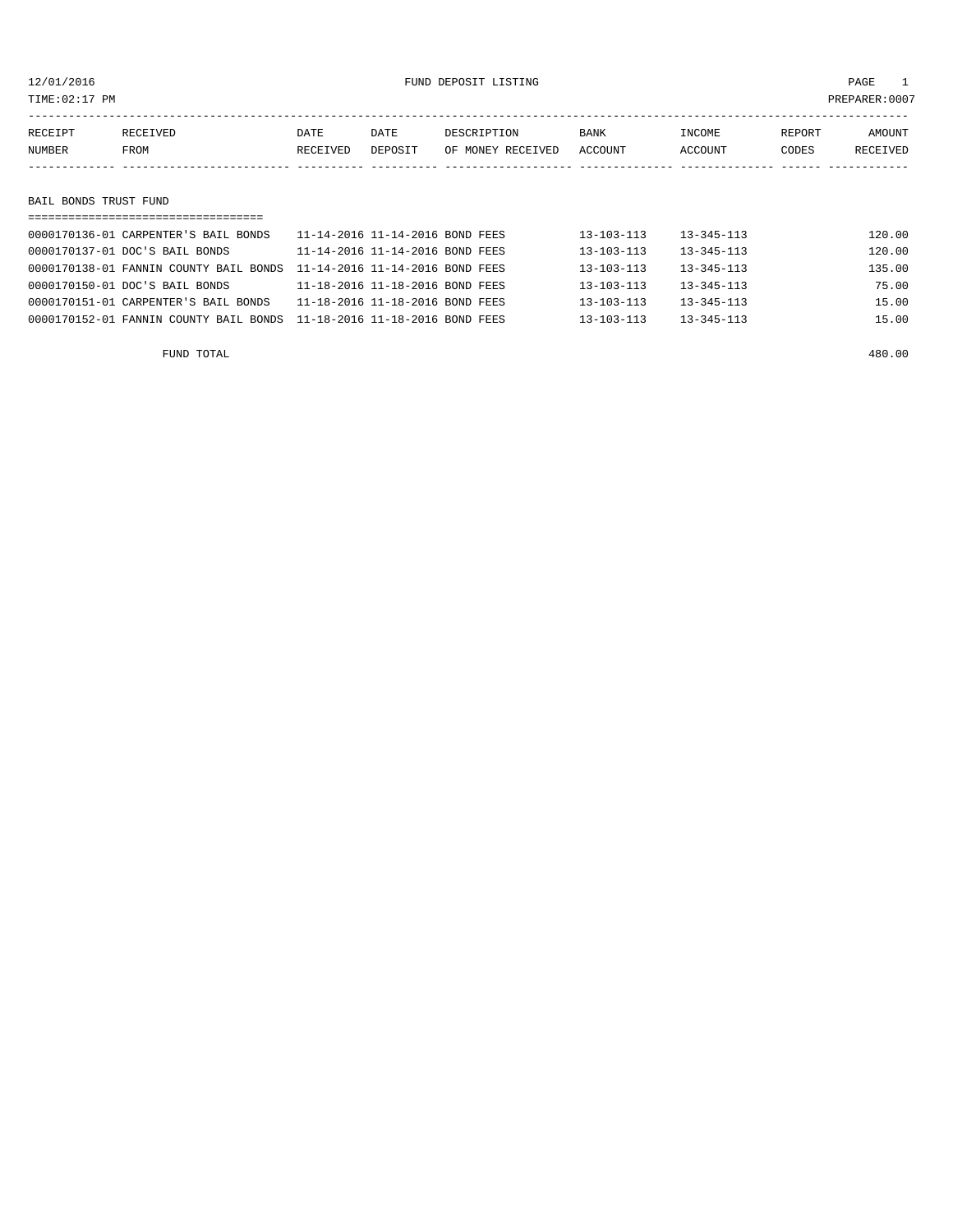12/01/2016 FUND DEPOSIT LISTING

TIME:02:17 PM PREPARER:0007

| RECEIPT NUMBER | RECEIVED FROM | DATE RECEIVED | DATE DEPOSIT | DESCRIPTION OF MONEY RECEIVED | BANK ACCOUNT | INCOME ACCOUNT | REPORT CODES | AMOUNT RECEIVED |
|---|---|---|---|---|---|---|---|---|

## BAIL BONDS TRUST FUND

| RECEIPT NUMBER | RECEIVED FROM | DATE RECEIVED | DATE DEPOSIT | DESCRIPTION OF MONEY RECEIVED | BANK ACCOUNT | INCOME ACCOUNT | REPORT CODES | AMOUNT RECEIVED |
|---|---|---|---|---|---|---|---|---|
| 0000170136-01 | CARPENTER'S BAIL BONDS | 11-14-2016 | 11-14-2016 | BOND FEES | 13-103-113 | 13-345-113 | | 120.00 |
| 0000170137-01 | DOC'S BAIL BONDS | 11-14-2016 | 11-14-2016 | BOND FEES | 13-103-113 | 13-345-113 | | 120.00 |
| 0000170138-01 | FANNIN COUNTY BAIL BONDS | 11-14-2016 | 11-14-2016 | BOND FEES | 13-103-113 | 13-345-113 | | 135.00 |
| 0000170150-01 | DOC'S BAIL BONDS | 11-18-2016 | 11-18-2016 | BOND FEES | 13-103-113 | 13-345-113 | | 75.00 |
| 0000170151-01 | CARPENTER'S BAIL BONDS | 11-18-2016 | 11-18-2016 | BOND FEES | 13-103-113 | 13-345-113 | | 15.00 |
| 0000170152-01 | FANNIN COUNTY BAIL BONDS | 11-18-2016 | 11-18-2016 | BOND FEES | 13-103-113 | 13-345-113 | | 15.00 |
| | FUND TOTAL | | | | | | | 480.00 |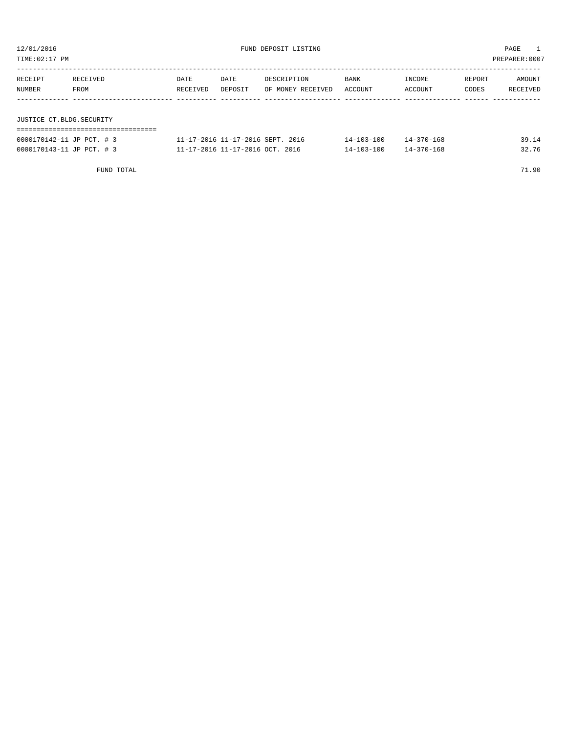12/01/2016 FUND DEPOSIT LISTING

TIME:02:17 PM PREPARER:0007

| RECEIPT NUMBER | RECEIVED FROM | DATE RECEIVED | DATE DEPOSIT | DESCRIPTION OF MONEY RECEIVED | BANK ACCOUNT | INCOME ACCOUNT | REPORT CODES | AMOUNT RECEIVED |
|---|---|---|---|---|---|---|---|---|

## JUSTICE CT.BLDG.SECURITY

| RECEIPT NUMBER | RECEIVED FROM | DATE RECEIVED | DATE DEPOSIT | DESCRIPTION OF MONEY RECEIVED | BANK ACCOUNT | INCOME ACCOUNT | REPORT CODES | AMOUNT RECEIVED |
|---|---|---|---|---|---|---|---|---|
| 0000170142-11 | JP PCT. # 3 | 11-17-2016 | 11-17-2016 | SEPT. 2016 | 14-103-100 | 14-370-168 | | 39.14 |
| 0000170143-11 | JP PCT. # 3 | 11-17-2016 | 11-17-2016 | OCT. 2016 | 14-103-100 | 14-370-168 | | 32.76 |
| | FUND TOTAL | | | | | | | 71.90 |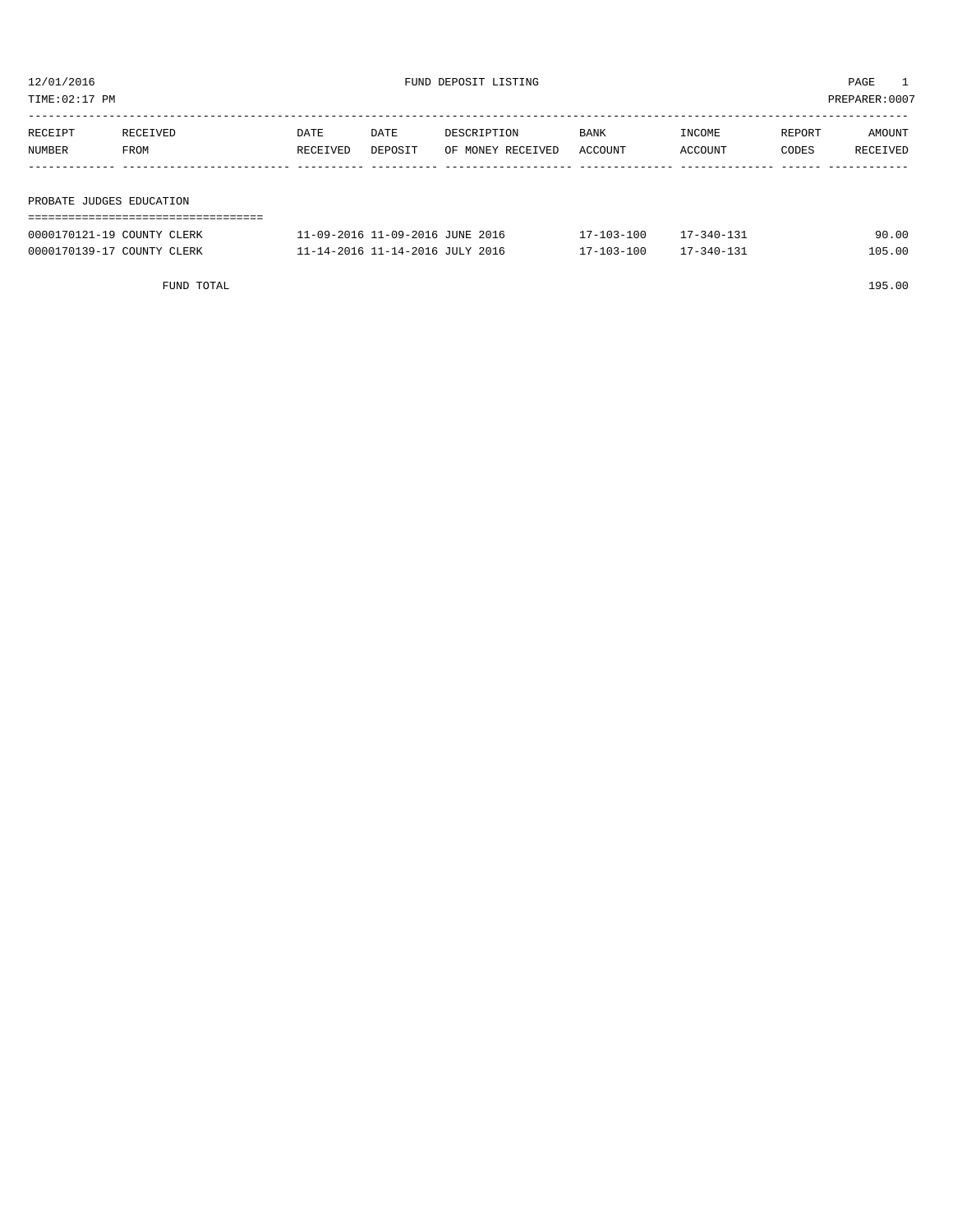12/01/2016 FUND DEPOSIT LISTING

TIME:02:17 PM PREPARER:0007

| RECEIPT NUMBER | RECEIVED FROM | DATE RECEIVED | DATE DEPOSIT | DESCRIPTION OF MONEY RECEIVED | BANK ACCOUNT | INCOME ACCOUNT | REPORT CODES | AMOUNT RECEIVED |
|---|---|---|---|---|---|---|---|---|
| **PROBATE JUDGES EDUCATION** | | | | | | | | |
| 0000170121-19 | COUNTY CLERK | 11-09-2016 | 11-09-2016 | JUNE 2016 | 17-103-100 | 17-340-131 | | 90.00 |
| 0000170139-17 | COUNTY CLERK | 11-14-2016 | 11-14-2016 | JULY 2016 | 17-103-100 | 17-340-131 | | 105.00 |
| | FUND TOTAL | | | | | | | 195.00 |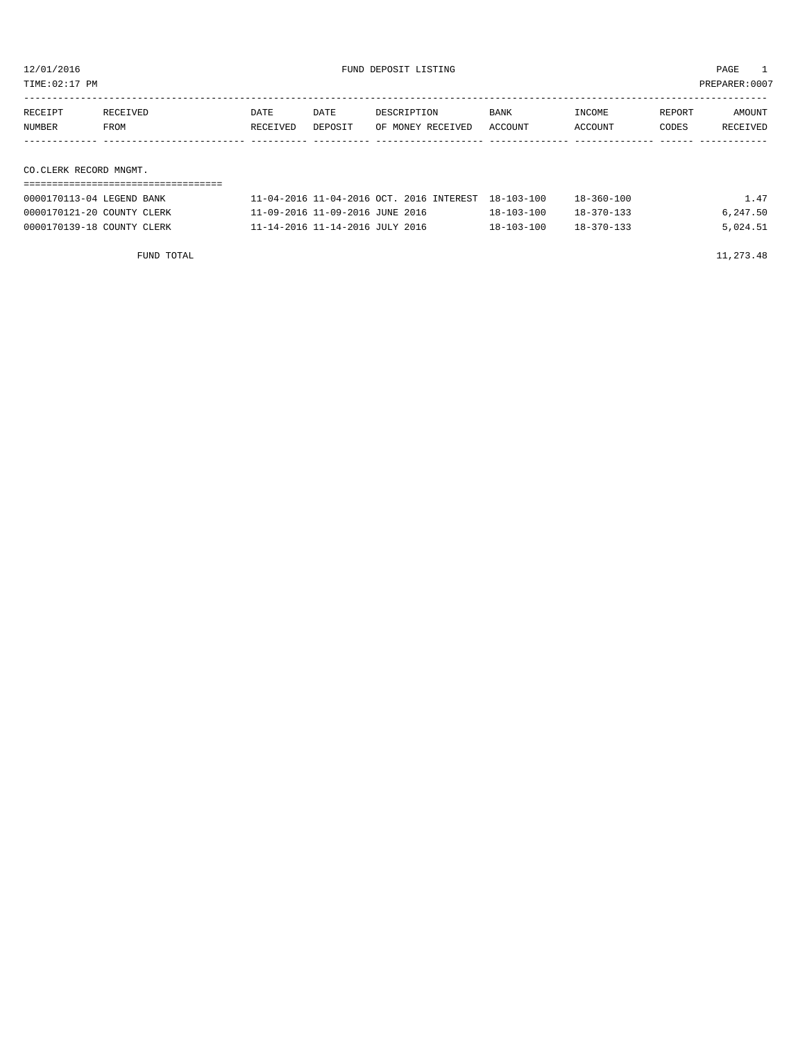12/01/2016 FUND DEPOSIT LISTING PAGE 1

TIME:02:17 PM PREPARER:0007

| RECEIPT NUMBER | RECEIVED FROM | DATE RECEIVED | DATE DEPOSIT | DESCRIPTION OF MONEY RECEIVED | BANK ACCOUNT | INCOME ACCOUNT | REPORT CODES | AMOUNT RECEIVED |
|---|---|---|---|---|---|---|---|---|
| **CO.CLERK RECORD MNGMT.** | | | | | | | | |
| 0000170113-04 | LEGEND BANK | 11-04-2016 | 11-04-2016 | OCT. 2016 INTEREST | 18-103-100 | 18-360-100 | | 1.47 |
| 0000170121-20 | COUNTY CLERK | 11-09-2016 | 11-09-2016 | JUNE 2016 | 18-103-100 | 18-370-133 | | 6,247.50 |
| 0000170139-18 | COUNTY CLERK | 11-14-2016 | 11-14-2016 | JULY 2016 | 18-103-100 | 18-370-133 | | 5,024.51 |
| | FUND TOTAL | | | | | | | 11,273.48 |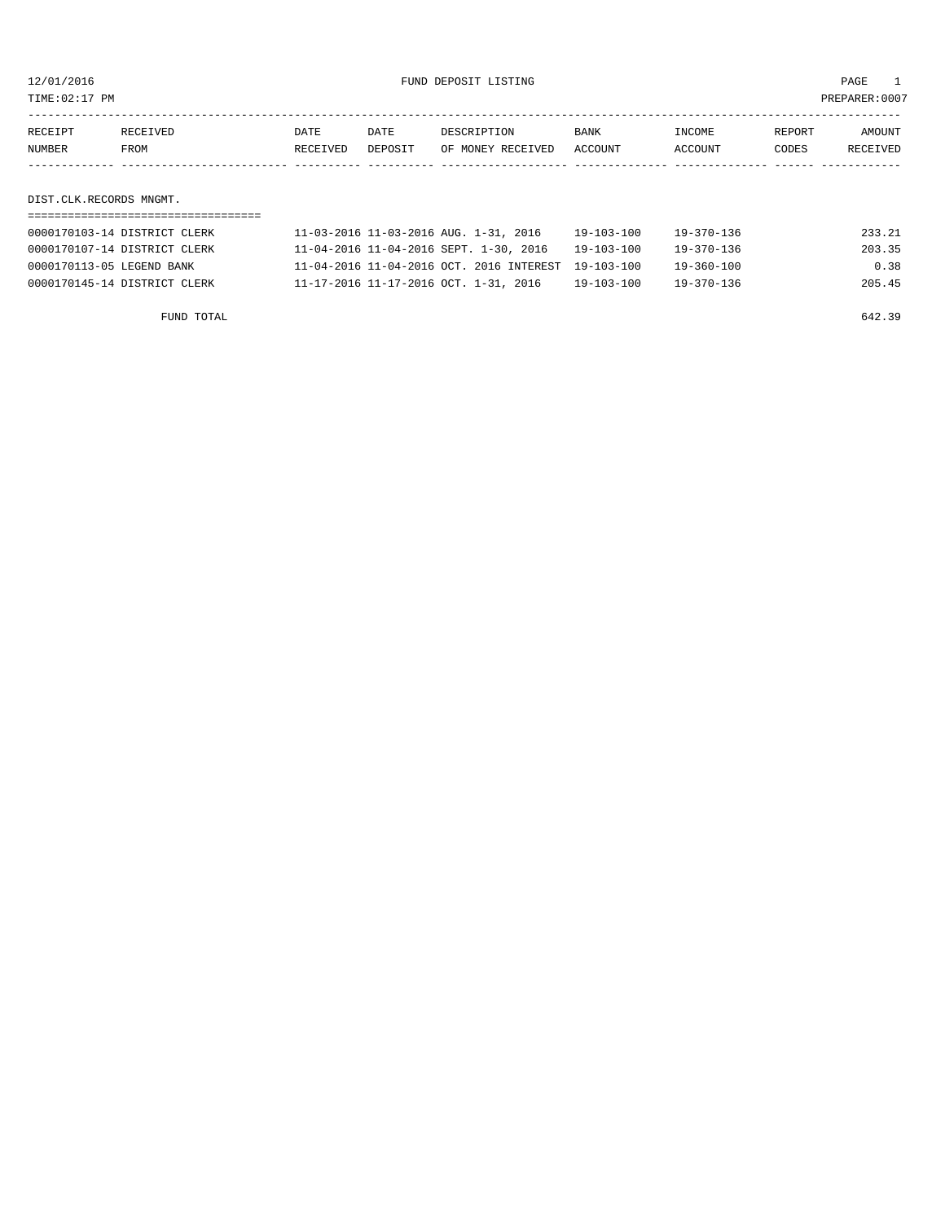12/01/2016 FUND DEPOSIT LISTING

TIME:02:17 PM PREPARER:0007

| RECEIPT NUMBER | RECEIVED FROM | DATE RECEIVED | DATE DEPOSIT | DESCRIPTION OF MONEY RECEIVED | BANK ACCOUNT | INCOME ACCOUNT | REPORT CODES | AMOUNT RECEIVED |
|---|---|---|---|---|---|---|---|---|
| **DIST.CLK.RECORDS MNGMT.** | | | | | | | | |
| 0000170103-14 | DISTRICT CLERK | 11-03-2016 | 11-03-2016 | AUG. 1-31, 2016 | 19-103-100 | 19-370-136 | | 233.21 |
| 0000170107-14 | DISTRICT CLERK | 11-04-2016 | 11-04-2016 | SEPT. 1-30, 2016 | 19-103-100 | 19-370-136 | | 203.35 |
| 0000170113-05 | LEGEND BANK | 11-04-2016 | 11-04-2016 | OCT. 2016 INTEREST | 19-103-100 | 19-360-100 | | 0.38 |
| 0000170145-14 | DISTRICT CLERK | 11-17-2016 | 11-17-2016 | OCT. 1-31, 2016 | 19-103-100 | 19-370-136 | | 205.45 |
| | FUND TOTAL | | | | | | | 642.39 |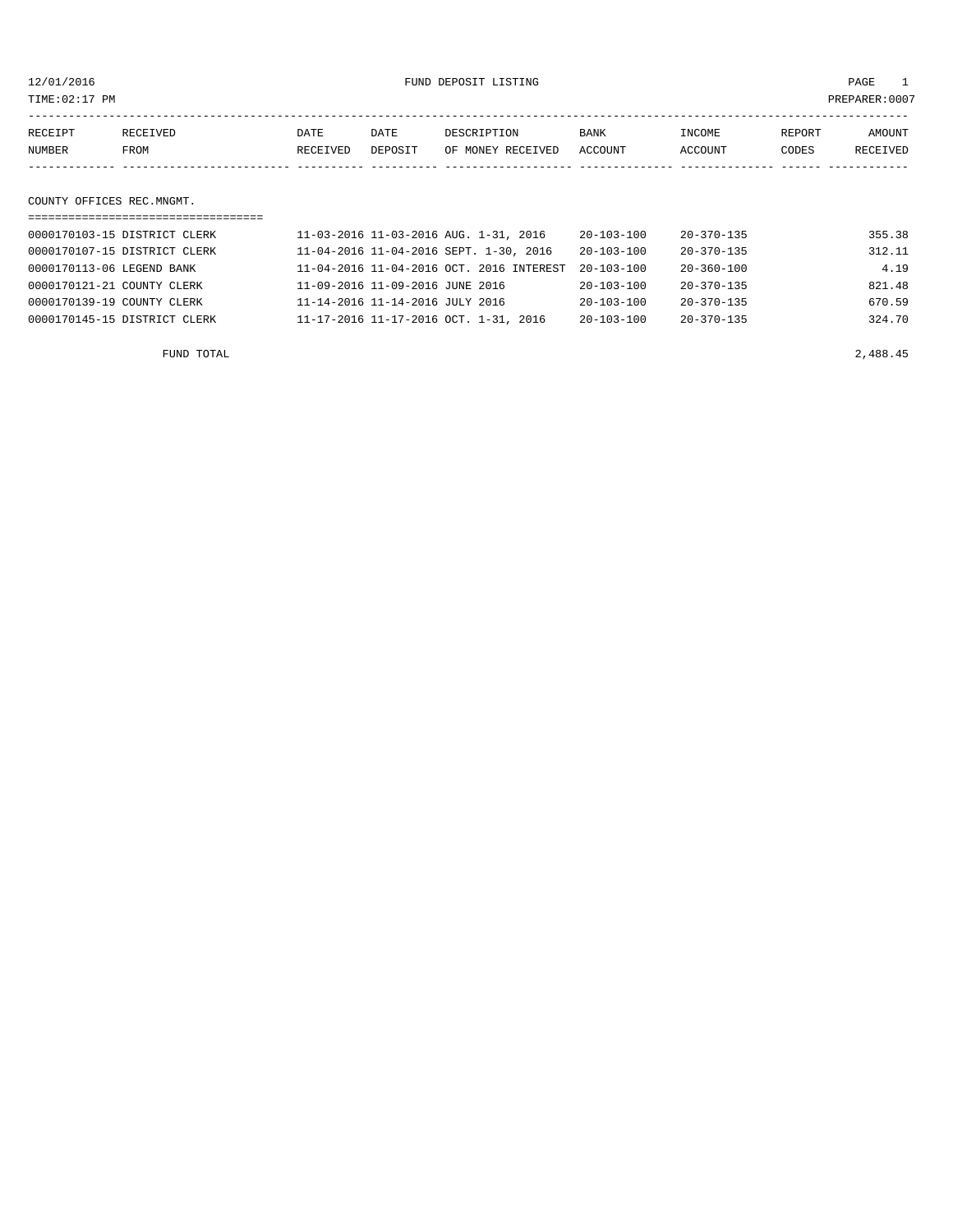12/01/2016 FUND DEPOSIT LISTING

TIME:02:17 PM PREPARER:0007

| RECEIPT NUMBER | RECEIVED FROM | DATE RECEIVED | DATE DEPOSIT | DESCRIPTION OF MONEY RECEIVED | BANK ACCOUNT | INCOME ACCOUNT | REPORT CODES | AMOUNT RECEIVED |
|---|---|---|---|---|---|---|---|---|

## COUNTY OFFICES REC.MNGMT.

| RECEIPT NUMBER | RECEIVED FROM | DATE RECEIVED | DATE DEPOSIT | DESCRIPTION OF MONEY RECEIVED | BANK ACCOUNT | INCOME ACCOUNT | REPORT CODES | AMOUNT RECEIVED |
|---|---|---|---|---|---|---|---|---|
| 0000170103-15 | DISTRICT CLERK | 11-03-2016 | 11-03-2016 | AUG. 1-31, 2016 | 20-103-100 | 20-370-135 | | 355.38 |
| 0000170107-15 | DISTRICT CLERK | 11-04-2016 | 11-04-2016 | SEPT. 1-30, 2016 | 20-103-100 | 20-370-135 | | 312.11 |
| 0000170113-06 | LEGEND BANK | 11-04-2016 | 11-04-2016 | OCT. 2016 INTEREST | 20-103-100 | 20-360-100 | | 4.19 |
| 0000170121-21 | COUNTY CLERK | 11-09-2016 | 11-09-2016 | JUNE 2016 | 20-103-100 | 20-370-135 | | 821.48 |
| 0000170139-19 | COUNTY CLERK | 11-14-2016 | 11-14-2016 | JULY 2016 | 20-103-100 | 20-370-135 | | 670.59 |
| 0000170145-15 | DISTRICT CLERK | 11-17-2016 | 11-17-2016 | OCT. 1-31, 2016 | 20-103-100 | 20-370-135 | | 324.70 |
| | FUND TOTAL | | | | | | | 2,488.45 |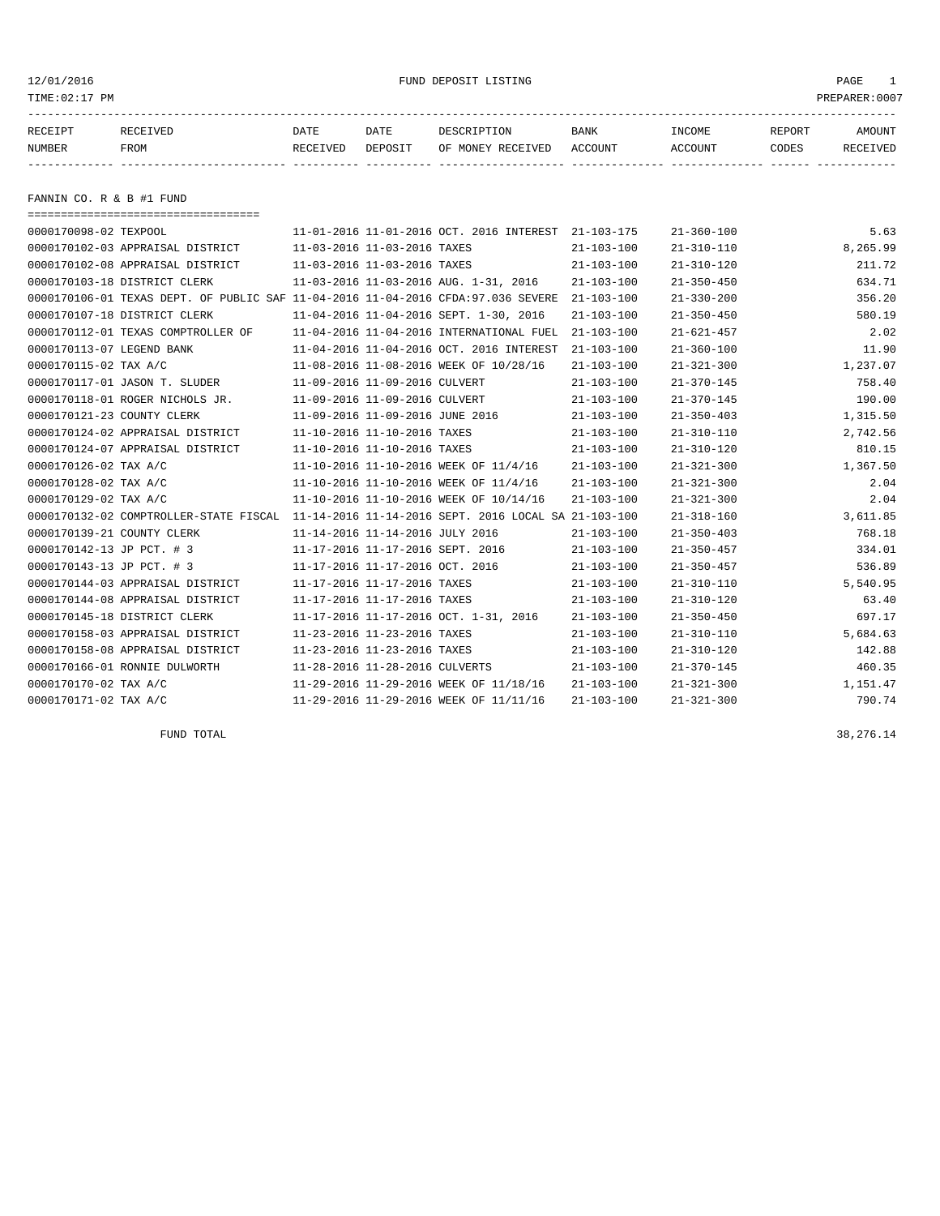12/01/2016 FUND DEPOSIT LISTING

TIME:02:17 PM PREPARER:0007

| RECEIPT NUMBER | RECEIVED FROM | DATE RECEIVED | DATE DEPOSIT | DESCRIPTION OF MONEY RECEIVED | BANK ACCOUNT | INCOME ACCOUNT | REPORT CODES | AMOUNT RECEIVED |
|---|---|---|---|---|---|---|---|---|

## FANNIN CO. R & B #1 FUND

| RECEIPT NUMBER | RECEIVED FROM | DATE RECEIVED | DATE DEPOSIT | DESCRIPTION OF MONEY RECEIVED | BANK ACCOUNT | INCOME ACCOUNT | REPORT CODES | AMOUNT RECEIVED |
|---|---|---|---|---|---|---|---|---|
| 0000170098-02 | TEXPOOL | 11-01-2016 | 11-01-2016 | OCT. 2016 INTEREST | 21-103-175 | 21-360-100 | | 5.63 |
| 0000170102-03 | APPRAISAL DISTRICT | 11-03-2016 | 11-03-2016 | TAXES | 21-103-100 | 21-310-110 | | 8,265.99 |
| 0000170102-08 | APPRAISAL DISTRICT | 11-03-2016 | 11-03-2016 | TAXES | 21-103-100 | 21-310-120 | | 211.72 |
| 0000170103-18 | DISTRICT CLERK | 11-03-2016 | 11-03-2016 | AUG. 1-31, 2016 | 21-103-100 | 21-350-450 | | 634.71 |
| 0000170106-01 | TEXAS DEPT. OF PUBLIC SAF | 11-04-2016 | 11-04-2016 | CFDA:97.036 SEVERE | 21-103-100 | 21-330-200 | | 356.20 |
| 0000170107-18 | DISTRICT CLERK | 11-04-2016 | 11-04-2016 | SEPT. 1-30, 2016 | 21-103-100 | 21-350-450 | | 580.19 |
| 0000170112-01 | TEXAS COMPTROLLER OF | 11-04-2016 | 11-04-2016 | INTERNATIONAL FUEL | 21-103-100 | 21-621-457 | | 2.02 |
| 0000170113-07 | LEGEND BANK | 11-04-2016 | 11-04-2016 | OCT. 2016 INTEREST | 21-103-100 | 21-360-100 | | 11.90 |
| 0000170115-02 | TAX A/C | 11-08-2016 | 11-08-2016 | WEEK OF 10/28/16 | 21-103-100 | 21-321-300 | | 1,237.07 |
| 0000170117-01 | JASON T. SLUDER | 11-09-2016 | 11-09-2016 | CULVERT | 21-103-100 | 21-370-145 | | 758.40 |
| 0000170118-01 | ROGER NICHOLS JR. | 11-09-2016 | 11-09-2016 | CULVERT | 21-103-100 | 21-370-145 | | 190.00 |
| 0000170121-23 | COUNTY CLERK | 11-09-2016 | 11-09-2016 | JUNE 2016 | 21-103-100 | 21-350-403 | | 1,315.50 |
| 0000170124-02 | APPRAISAL DISTRICT | 11-10-2016 | 11-10-2016 | TAXES | 21-103-100 | 21-310-110 | | 2,742.56 |
| 0000170124-07 | APPRAISAL DISTRICT | 11-10-2016 | 11-10-2016 | TAXES | 21-103-100 | 21-310-120 | | 810.15 |
| 0000170126-02 | TAX A/C | 11-10-2016 | 11-10-2016 | WEEK OF 11/4/16 | 21-103-100 | 21-321-300 | | 1,367.50 |
| 0000170128-02 | TAX A/C | 11-10-2016 | 11-10-2016 | WEEK OF 11/4/16 | 21-103-100 | 21-321-300 | | 2.04 |
| 0000170129-02 | TAX A/C | 11-10-2016 | 11-10-2016 | WEEK OF 10/14/16 | 21-103-100 | 21-321-300 | | 2.04 |
| 0000170132-02 | COMPTROLLER-STATE FISCAL | 11-14-2016 | 11-14-2016 | SEPT. 2016 LOCAL SA | 21-103-100 | 21-318-160 | | 3,611.85 |
| 0000170139-21 | COUNTY CLERK | 11-14-2016 | 11-14-2016 | JULY 2016 | 21-103-100 | 21-350-403 | | 768.18 |
| 0000170142-13 | JP PCT. # 3 | 11-17-2016 | 11-17-2016 | SEPT. 2016 | 21-103-100 | 21-350-457 | | 334.01 |
| 0000170143-13 | JP PCT. # 3 | 11-17-2016 | 11-17-2016 | OCT. 2016 | 21-103-100 | 21-350-457 | | 536.89 |
| 0000170144-03 | APPRAISAL DISTRICT | 11-17-2016 | 11-17-2016 | TAXES | 21-103-100 | 21-310-110 | | 5,540.95 |
| 0000170144-08 | APPRAISAL DISTRICT | 11-17-2016 | 11-17-2016 | TAXES | 21-103-100 | 21-310-120 | | 63.40 |
| 0000170145-18 | DISTRICT CLERK | 11-17-2016 | 11-17-2016 | OCT. 1-31, 2016 | 21-103-100 | 21-350-450 | | 697.17 |
| 0000170158-03 | APPRAISAL DISTRICT | 11-23-2016 | 11-23-2016 | TAXES | 21-103-100 | 21-310-110 | | 5,684.63 |
| 0000170158-08 | APPRAISAL DISTRICT | 11-23-2016 | 11-23-2016 | TAXES | 21-103-100 | 21-310-120 | | 142.88 |
| 0000170166-01 | RONNIE DULWORTH | 11-28-2016 | 11-28-2016 | CULVERTS | 21-103-100 | 21-370-145 | | 460.35 |
| 0000170170-02 | TAX A/C | 11-29-2016 | 11-29-2016 | WEEK OF 11/18/16 | 21-103-100 | 21-321-300 | | 1,151.47 |
| 0000170171-02 | TAX A/C | 11-29-2016 | 11-29-2016 | WEEK OF 11/11/16 | 21-103-100 | 21-321-300 | | 790.74 |

FUND TOTAL 38,276.14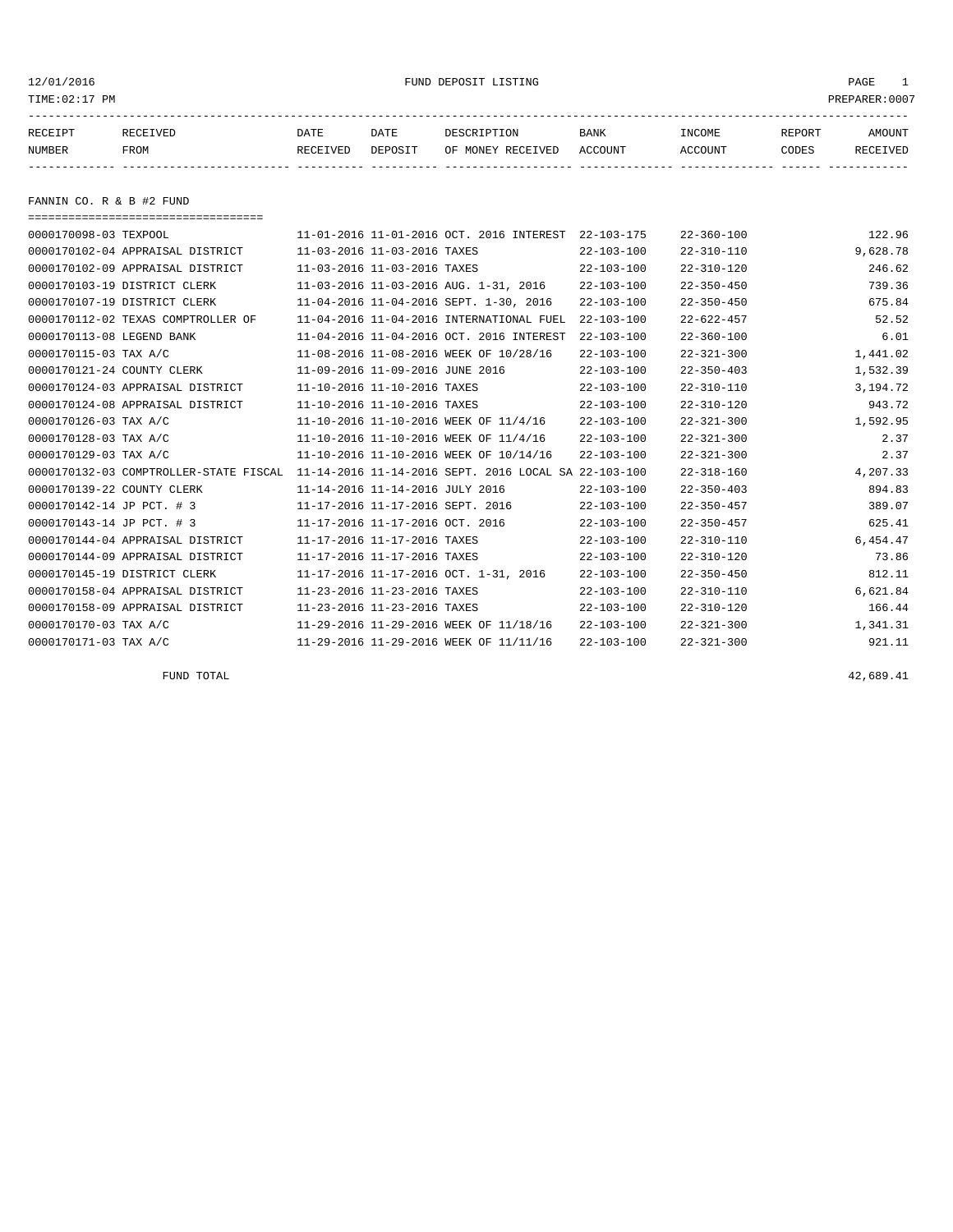# FUND DEPOSIT LISTING

12/01/2016
TIME:02:17 PM
PREPARER:0007

## FANNIN CO. R & B #2 FUND

| RECEIPT NUMBER | RECEIVED FROM | DATE RECEIVED | DATE DEPOSIT | DESCRIPTION OF MONEY RECEIVED | BANK ACCOUNT | INCOME ACCOUNT | REPORT CODES | AMOUNT RECEIVED |
|---|---|---|---|---|---|---|---|---|
| 0000170098-03 | TEXPOOL | 11-01-2016 | 11-01-2016 | OCT. 2016 INTEREST | 22-103-175 | 22-360-100 | | 122.96 |
| 0000170102-04 | APPRAISAL DISTRICT | 11-03-2016 | 11-03-2016 | TAXES | 22-103-100 | 22-310-110 | | 9,628.78 |
| 0000170102-09 | APPRAISAL DISTRICT | 11-03-2016 | 11-03-2016 | TAXES | 22-103-100 | 22-310-120 | | 246.62 |
| 0000170103-19 | DISTRICT CLERK | 11-03-2016 | 11-03-2016 | AUG. 1-31, 2016 | 22-103-100 | 22-350-450 | | 739.36 |
| 0000170107-19 | DISTRICT CLERK | 11-04-2016 | 11-04-2016 | SEPT. 1-30, 2016 | 22-103-100 | 22-350-450 | | 675.84 |
| 0000170112-02 | TEXAS COMPTROLLER OF | 11-04-2016 | 11-04-2016 | INTERNATIONAL FUEL | 22-103-100 | 22-622-457 | | 52.52 |
| 0000170113-08 | LEGEND BANK | 11-04-2016 | 11-04-2016 | OCT. 2016 INTEREST | 22-103-100 | 22-360-100 | | 6.01 |
| 0000170115-03 | TAX A/C | 11-08-2016 | 11-08-2016 | WEEK OF 10/28/16 | 22-103-100 | 22-321-300 | | 1,441.02 |
| 0000170121-24 | COUNTY CLERK | 11-09-2016 | 11-09-2016 | JUNE 2016 | 22-103-100 | 22-350-403 | | 1,532.39 |
| 0000170124-03 | APPRAISAL DISTRICT | 11-10-2016 | 11-10-2016 | TAXES | 22-103-100 | 22-310-110 | | 3,194.72 |
| 0000170124-08 | APPRAISAL DISTRICT | 11-10-2016 | 11-10-2016 | TAXES | 22-103-100 | 22-310-120 | | 943.72 |
| 0000170126-03 | TAX A/C | 11-10-2016 | 11-10-2016 | WEEK OF 11/4/16 | 22-103-100 | 22-321-300 | | 1,592.95 |
| 0000170128-03 | TAX A/C | 11-10-2016 | 11-10-2016 | WEEK OF 11/4/16 | 22-103-100 | 22-321-300 | | 2.37 |
| 0000170129-03 | TAX A/C | 11-10-2016 | 11-10-2016 | WEEK OF 10/14/16 | 22-103-100 | 22-321-300 | | 2.37 |
| 0000170132-03 | COMPTROLLER-STATE FISCAL | 11-14-2016 | 11-14-2016 | SEPT. 2016 LOCAL SA | 22-103-100 | 22-318-160 | | 4,207.33 |
| 0000170139-22 | COUNTY CLERK | 11-14-2016 | 11-14-2016 | JULY 2016 | 22-103-100 | 22-350-403 | | 894.83 |
| 0000170142-14 | JP PCT. # 3 | 11-17-2016 | 11-17-2016 | SEPT. 2016 | 22-103-100 | 22-350-457 | | 389.07 |
| 0000170143-14 | JP PCT. # 3 | 11-17-2016 | 11-17-2016 | OCT. 2016 | 22-103-100 | 22-350-457 | | 625.41 |
| 0000170144-04 | APPRAISAL DISTRICT | 11-17-2016 | 11-17-2016 | TAXES | 22-103-100 | 22-310-110 | | 6,454.47 |
| 0000170144-09 | APPRAISAL DISTRICT | 11-17-2016 | 11-17-2016 | TAXES | 22-103-100 | 22-310-120 | | 73.86 |
| 0000170145-19 | DISTRICT CLERK | 11-17-2016 | 11-17-2016 | OCT. 1-31, 2016 | 22-103-100 | 22-350-450 | | 812.11 |
| 0000170158-04 | APPRAISAL DISTRICT | 11-23-2016 | 11-23-2016 | TAXES | 22-103-100 | 22-310-110 | | 6,621.84 |
| 0000170158-09 | APPRAISAL DISTRICT | 11-23-2016 | 11-23-2016 | TAXES | 22-103-100 | 22-310-120 | | 166.44 |
| 0000170170-03 | TAX A/C | 11-29-2016 | 11-29-2016 | WEEK OF 11/18/16 | 22-103-100 | 22-321-300 | | 1,341.31 |
| 0000170171-03 | TAX A/C | 11-29-2016 | 11-29-2016 | WEEK OF 11/11/16 | 22-103-100 | 22-321-300 | | 921.11 |

FUND TOTAL 42,689.41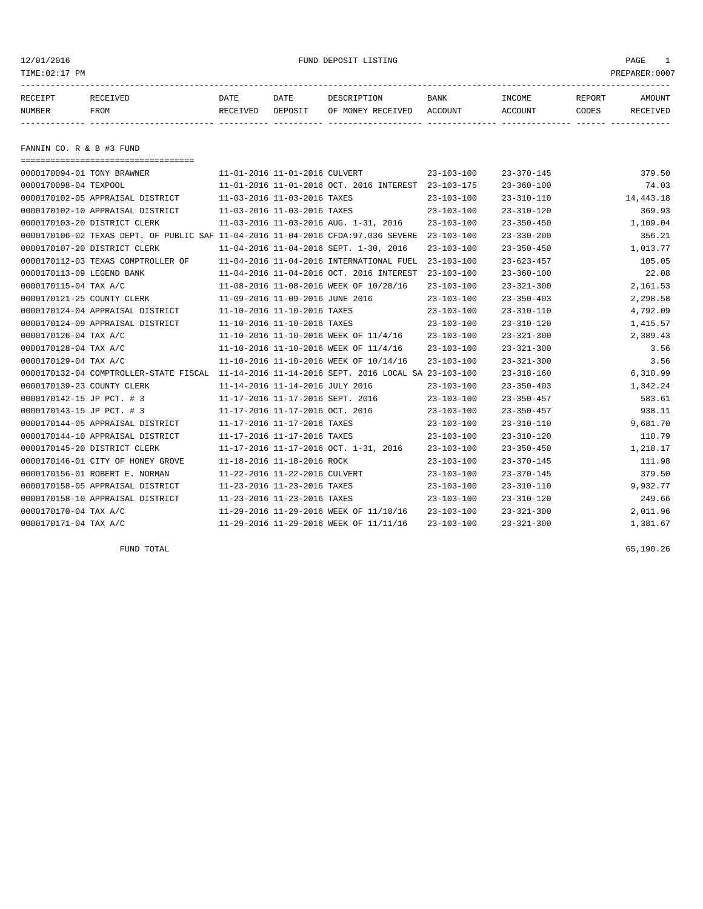12/01/2016 FUND DEPOSIT LISTING

TIME:02:17 PM PREPARER:0007

| RECEIPT NUMBER | RECEIVED FROM | DATE RECEIVED | DATE DEPOSIT | DESCRIPTION OF MONEY RECEIVED | BANK ACCOUNT | INCOME ACCOUNT | REPORT CODES | AMOUNT RECEIVED |
|---|---|---|---|---|---|---|---|---|

## FANNIN CO. R & B #3 FUND

| RECEIPT NUMBER | RECEIVED FROM | DATE RECEIVED | DATE DEPOSIT | DESCRIPTION OF MONEY RECEIVED | BANK ACCOUNT | INCOME ACCOUNT | REPORT CODES | AMOUNT RECEIVED |
|---|---|---|---|---|---|---|---|---|
| 0000170094-01 | TONY BRAWNER | 11-01-2016 | 11-01-2016 | CULVERT | 23-103-100 | 23-370-145 | | 379.50 |
| 0000170098-04 | TEXPOOL | 11-01-2016 | 11-01-2016 | OCT. 2016 INTEREST | 23-103-175 | 23-360-100 | | 74.03 |
| 0000170102-05 | APPRAISAL DISTRICT | 11-03-2016 | 11-03-2016 | TAXES | 23-103-100 | 23-310-110 | | 14,443.18 |
| 0000170102-10 | APPRAISAL DISTRICT | 11-03-2016 | 11-03-2016 | TAXES | 23-103-100 | 23-310-120 | | 369.93 |
| 0000170103-20 | DISTRICT CLERK | 11-03-2016 | 11-03-2016 | AUG. 1-31, 2016 | 23-103-100 | 23-350-450 | | 1,109.04 |
| 0000170106-02 | TEXAS DEPT. OF PUBLIC SAF | 11-04-2016 | 11-04-2016 | CFDA:97.036 SEVERE | 23-103-100 | 23-330-200 | | 356.21 |
| 0000170107-20 | DISTRICT CLERK | 11-04-2016 | 11-04-2016 | SEPT. 1-30, 2016 | 23-103-100 | 23-350-450 | | 1,013.77 |
| 0000170112-03 | TEXAS COMPTROLLER OF | 11-04-2016 | 11-04-2016 | INTERNATIONAL FUEL | 23-103-100 | 23-623-457 | | 105.05 |
| 0000170113-09 | LEGEND BANK | 11-04-2016 | 11-04-2016 | OCT. 2016 INTEREST | 23-103-100 | 23-360-100 | | 22.08 |
| 0000170115-04 | TAX A/C | 11-08-2016 | 11-08-2016 | WEEK OF 10/28/16 | 23-103-100 | 23-321-300 | | 2,161.53 |
| 0000170121-25 | COUNTY CLERK | 11-09-2016 | 11-09-2016 | JUNE 2016 | 23-103-100 | 23-350-403 | | 2,298.58 |
| 0000170124-04 | APPRAISAL DISTRICT | 11-10-2016 | 11-10-2016 | TAXES | 23-103-100 | 23-310-110 | | 4,792.09 |
| 0000170124-09 | APPRAISAL DISTRICT | 11-10-2016 | 11-10-2016 | TAXES | 23-103-100 | 23-310-120 | | 1,415.57 |
| 0000170126-04 | TAX A/C | 11-10-2016 | 11-10-2016 | WEEK OF 11/4/16 | 23-103-100 | 23-321-300 | | 2,389.43 |
| 0000170128-04 | TAX A/C | 11-10-2016 | 11-10-2016 | WEEK OF 11/4/16 | 23-103-100 | 23-321-300 | | 3.56 |
| 0000170129-04 | TAX A/C | 11-10-2016 | 11-10-2016 | WEEK OF 10/14/16 | 23-103-100 | 23-321-300 | | 3.56 |
| 0000170132-04 | COMPTROLLER-STATE FISCAL | 11-14-2016 | 11-14-2016 | SEPT. 2016 LOCAL SA | 23-103-100 | 23-318-160 | | 6,310.99 |
| 0000170139-23 | COUNTY CLERK | 11-14-2016 | 11-14-2016 | JULY 2016 | 23-103-100 | 23-350-403 | | 1,342.24 |
| 0000170142-15 | JP PCT. # 3 | 11-17-2016 | 11-17-2016 | SEPT. 2016 | 23-103-100 | 23-350-457 | | 583.61 |
| 0000170143-15 | JP PCT. # 3 | 11-17-2016 | 11-17-2016 | OCT. 2016 | 23-103-100 | 23-350-457 | | 938.11 |
| 0000170144-05 | APPRAISAL DISTRICT | 11-17-2016 | 11-17-2016 | TAXES | 23-103-100 | 23-310-110 | | 9,681.70 |
| 0000170144-10 | APPRAISAL DISTRICT | 11-17-2016 | 11-17-2016 | TAXES | 23-103-100 | 23-310-120 | | 110.79 |
| 0000170145-20 | DISTRICT CLERK | 11-17-2016 | 11-17-2016 | OCT. 1-31, 2016 | 23-103-100 | 23-350-450 | | 1,218.17 |
| 0000170146-01 | CITY OF HONEY GROVE | 11-18-2016 | 11-18-2016 | ROCK | 23-103-100 | 23-370-145 | | 111.98 |
| 0000170156-01 | ROBERT E. NORMAN | 11-22-2016 | 11-22-2016 | CULVERT | 23-103-100 | 23-370-145 | | 379.50 |
| 0000170158-05 | APPRAISAL DISTRICT | 11-23-2016 | 11-23-2016 | TAXES | 23-103-100 | 23-310-110 | | 9,932.77 |
| 0000170158-10 | APPRAISAL DISTRICT | 11-23-2016 | 11-23-2016 | TAXES | 23-103-100 | 23-310-120 | | 249.66 |
| 0000170170-04 | TAX A/C | 11-29-2016 | 11-29-2016 | WEEK OF 11/18/16 | 23-103-100 | 23-321-300 | | 2,011.96 |
| 0000170171-04 | TAX A/C | 11-29-2016 | 11-29-2016 | WEEK OF 11/11/16 | 23-103-100 | 23-321-300 | | 1,381.67 |

FUND TOTAL 65,190.26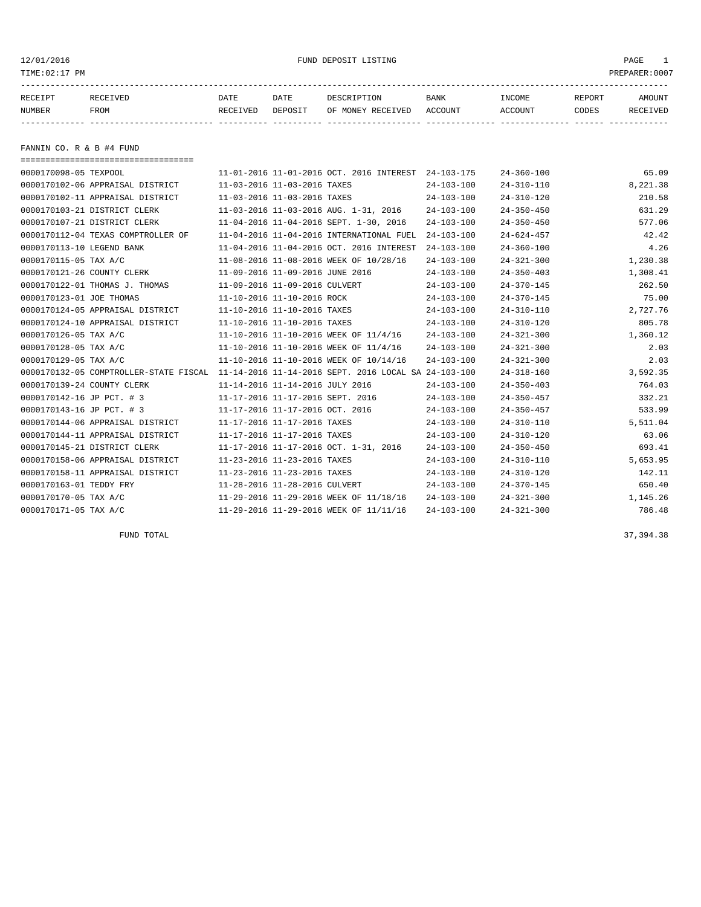12/01/2016 FUND DEPOSIT LISTING PAGE 1

TIME:02:17 PM PREPARER:0007

## FANNIN CO. R & B #4 FUND

| RECEIPT NUMBER | RECEIVED FROM | DATE RECEIVED | DATE DEPOSIT | DESCRIPTION OF MONEY RECEIVED | BANK ACCOUNT | INCOME ACCOUNT | REPORT CODES | AMOUNT RECEIVED |
|---|---|---|---|---|---|---|---|---|
| 0000170098-05 | TEXPOOL | 11-01-2016 | 11-01-2016 | OCT. 2016 INTEREST | 24-103-175 | 24-360-100 | | 65.09 |
| 0000170102-06 | APPRAISAL DISTRICT | 11-03-2016 | 11-03-2016 | TAXES | 24-103-100 | 24-310-110 | | 8,221.38 |
| 0000170102-11 | APPRAISAL DISTRICT | 11-03-2016 | 11-03-2016 | TAXES | 24-103-100 | 24-310-120 | | 210.58 |
| 0000170103-21 | DISTRICT CLERK | 11-03-2016 | 11-03-2016 | AUG. 1-31, 2016 | 24-103-100 | 24-350-450 | | 631.29 |
| 0000170107-21 | DISTRICT CLERK | 11-04-2016 | 11-04-2016 | SEPT. 1-30, 2016 | 24-103-100 | 24-350-450 | | 577.06 |
| 0000170112-04 | TEXAS COMPTROLLER OF | 11-04-2016 | 11-04-2016 | INTERNATIONAL FUEL | 24-103-100 | 24-624-457 | | 42.42 |
| 0000170113-10 | LEGEND BANK | 11-04-2016 | 11-04-2016 | OCT. 2016 INTEREST | 24-103-100 | 24-360-100 | | 4.26 |
| 0000170115-05 | TAX A/C | 11-08-2016 | 11-08-2016 | WEEK OF 10/28/16 | 24-103-100 | 24-321-300 | | 1,230.38 |
| 0000170121-26 | COUNTY CLERK | 11-09-2016 | 11-09-2016 | JUNE 2016 | 24-103-100 | 24-350-403 | | 1,308.41 |
| 0000170122-01 | THOMAS J. THOMAS | 11-09-2016 | 11-09-2016 | CULVERT | 24-103-100 | 24-370-145 | | 262.50 |
| 0000170123-01 | JOE THOMAS | 11-10-2016 | 11-10-2016 | ROCK | 24-103-100 | 24-370-145 | | 75.00 |
| 0000170124-05 | APPRAISAL DISTRICT | 11-10-2016 | 11-10-2016 | TAXES | 24-103-100 | 24-310-110 | | 2,727.76 |
| 0000170124-10 | APPRAISAL DISTRICT | 11-10-2016 | 11-10-2016 | TAXES | 24-103-100 | 24-310-120 | | 805.78 |
| 0000170126-05 | TAX A/C | 11-10-2016 | 11-10-2016 | WEEK OF 11/4/16 | 24-103-100 | 24-321-300 | | 1,360.12 |
| 0000170128-05 | TAX A/C | 11-10-2016 | 11-10-2016 | WEEK OF 11/4/16 | 24-103-100 | 24-321-300 | | 2.03 |
| 0000170129-05 | TAX A/C | 11-10-2016 | 11-10-2016 | WEEK OF 10/14/16 | 24-103-100 | 24-321-300 | | 2.03 |
| 0000170132-05 | COMPTROLLER-STATE FISCAL | 11-14-2016 | 11-14-2016 | SEPT. 2016 LOCAL SA | 24-103-100 | 24-318-160 | | 3,592.35 |
| 0000170139-24 | COUNTY CLERK | 11-14-2016 | 11-14-2016 | JULY 2016 | 24-103-100 | 24-350-403 | | 764.03 |
| 0000170142-16 | JP PCT. # 3 | 11-17-2016 | 11-17-2016 | SEPT. 2016 | 24-103-100 | 24-350-457 | | 332.21 |
| 0000170143-16 | JP PCT. # 3 | 11-17-2016 | 11-17-2016 | OCT. 2016 | 24-103-100 | 24-350-457 | | 533.99 |
| 0000170144-06 | APPRAISAL DISTRICT | 11-17-2016 | 11-17-2016 | TAXES | 24-103-100 | 24-310-110 | | 5,511.04 |
| 0000170144-11 | APPRAISAL DISTRICT | 11-17-2016 | 11-17-2016 | TAXES | 24-103-100 | 24-310-120 | | 63.06 |
| 0000170145-21 | DISTRICT CLERK | 11-17-2016 | 11-17-2016 | OCT. 1-31, 2016 | 24-103-100 | 24-350-450 | | 693.41 |
| 0000170158-06 | APPRAISAL DISTRICT | 11-23-2016 | 11-23-2016 | TAXES | 24-103-100 | 24-310-110 | | 5,653.95 |
| 0000170158-11 | APPRAISAL DISTRICT | 11-23-2016 | 11-23-2016 | TAXES | 24-103-100 | 24-310-120 | | 142.11 |
| 0000170163-01 | TEDDY FRY | 11-28-2016 | 11-28-2016 | CULVERT | 24-103-100 | 24-370-145 | | 650.40 |
| 0000170170-05 | TAX A/C | 11-29-2016 | 11-29-2016 | WEEK OF 11/18/16 | 24-103-100 | 24-321-300 | | 1,145.26 |
| 0000170171-05 | TAX A/C | 11-29-2016 | 11-29-2016 | WEEK OF 11/11/16 | 24-103-100 | 24-321-300 | | 786.48 |

FUND TOTAL 37,394.38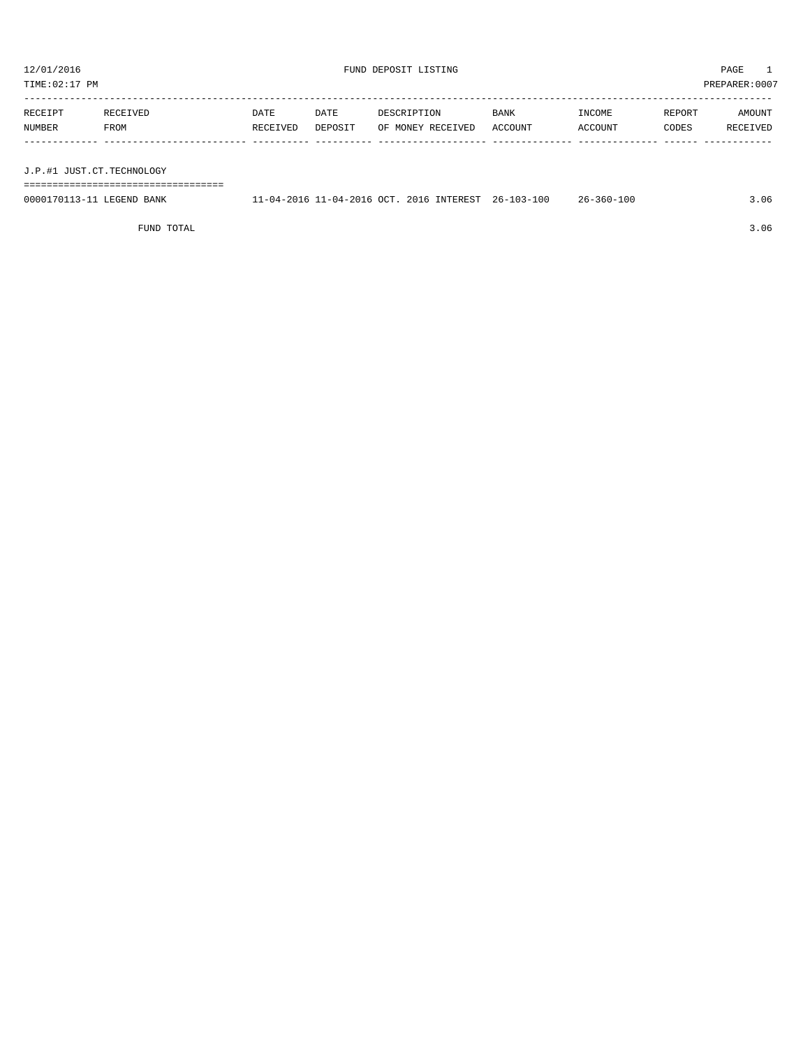12/01/2016 FUND DEPOSIT LISTING

TIME:02:17 PM PREPARER:0007

| RECEIPT NUMBER | RECEIVED FROM | DATE RECEIVED | DATE DEPOSIT | DESCRIPTION OF MONEY RECEIVED | BANK ACCOUNT | INCOME ACCOUNT | REPORT CODES | AMOUNT RECEIVED |
|---|---|---|---|---|---|---|---|---|
| **J.P.#1 JUST.CT.TECHNOLOGY** | | | | | | | | |
| 0000170113-11 | LEGEND BANK | 11-04-2016 | 11-04-2016 | OCT. 2016 INTEREST | 26-103-100 | 26-360-100 | | 3.06 |
| | FUND TOTAL | | | | | | | 3.06 |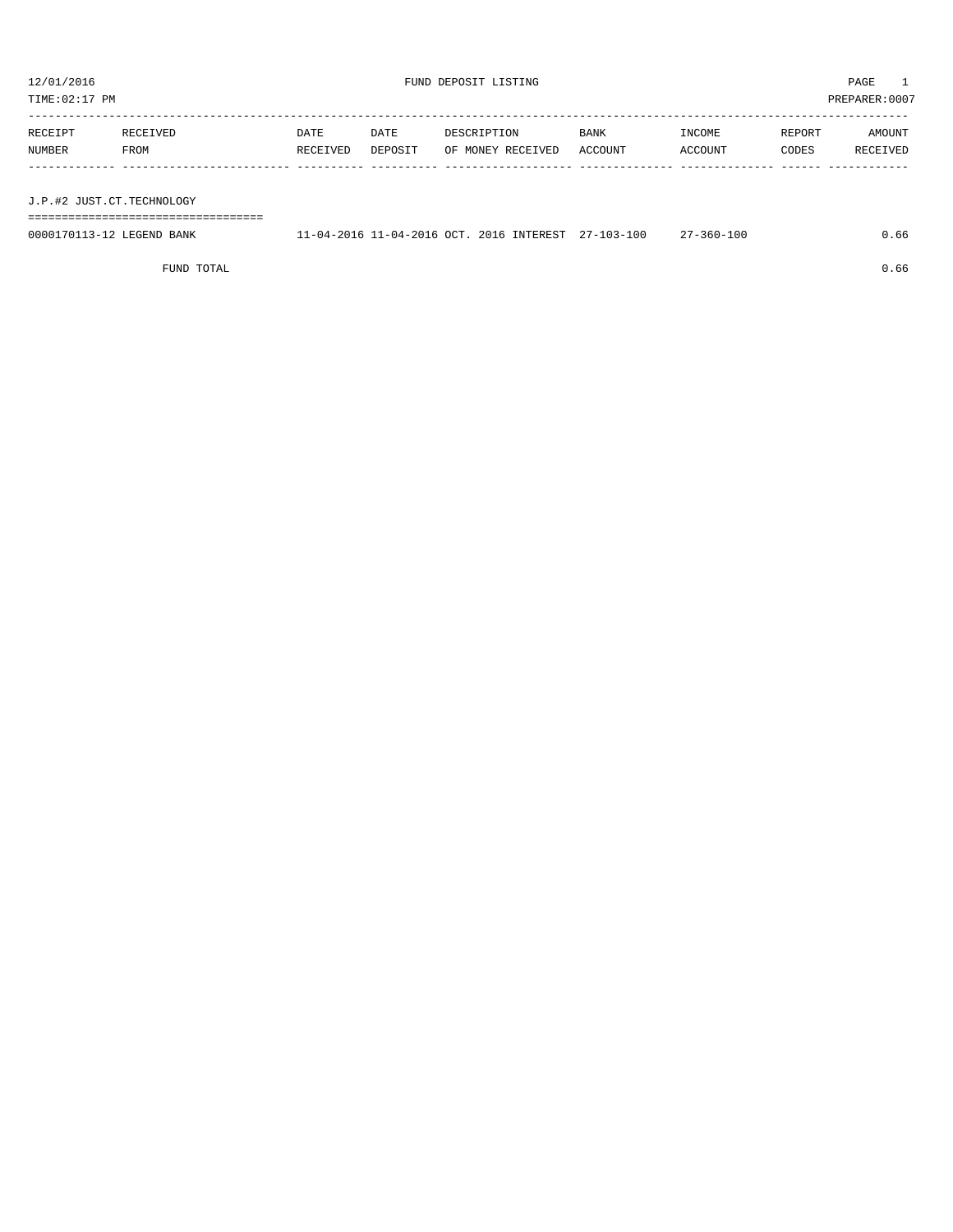12/01/2016 FUND DEPOSIT LISTING PAGE 1

TIME:02:17 PM PREPARER:0007

| RECEIPT NUMBER | RECEIVED FROM | DATE RECEIVED | DATE DEPOSIT | DESCRIPTION OF MONEY RECEIVED | BANK ACCOUNT | INCOME ACCOUNT | REPORT CODES | AMOUNT RECEIVED |
|---|---|---|---|---|---|---|---|---|
| **J.P.#2 JUST.CT.TECHNOLOGY** | | | | | | | | |
| 0000170113-12 | LEGEND BANK | 11-04-2016 | 11-04-2016 | OCT. 2016 INTEREST | 27-103-100 | 27-360-100 | | 0.66 |
| | FUND TOTAL | | | | | | | 0.66 |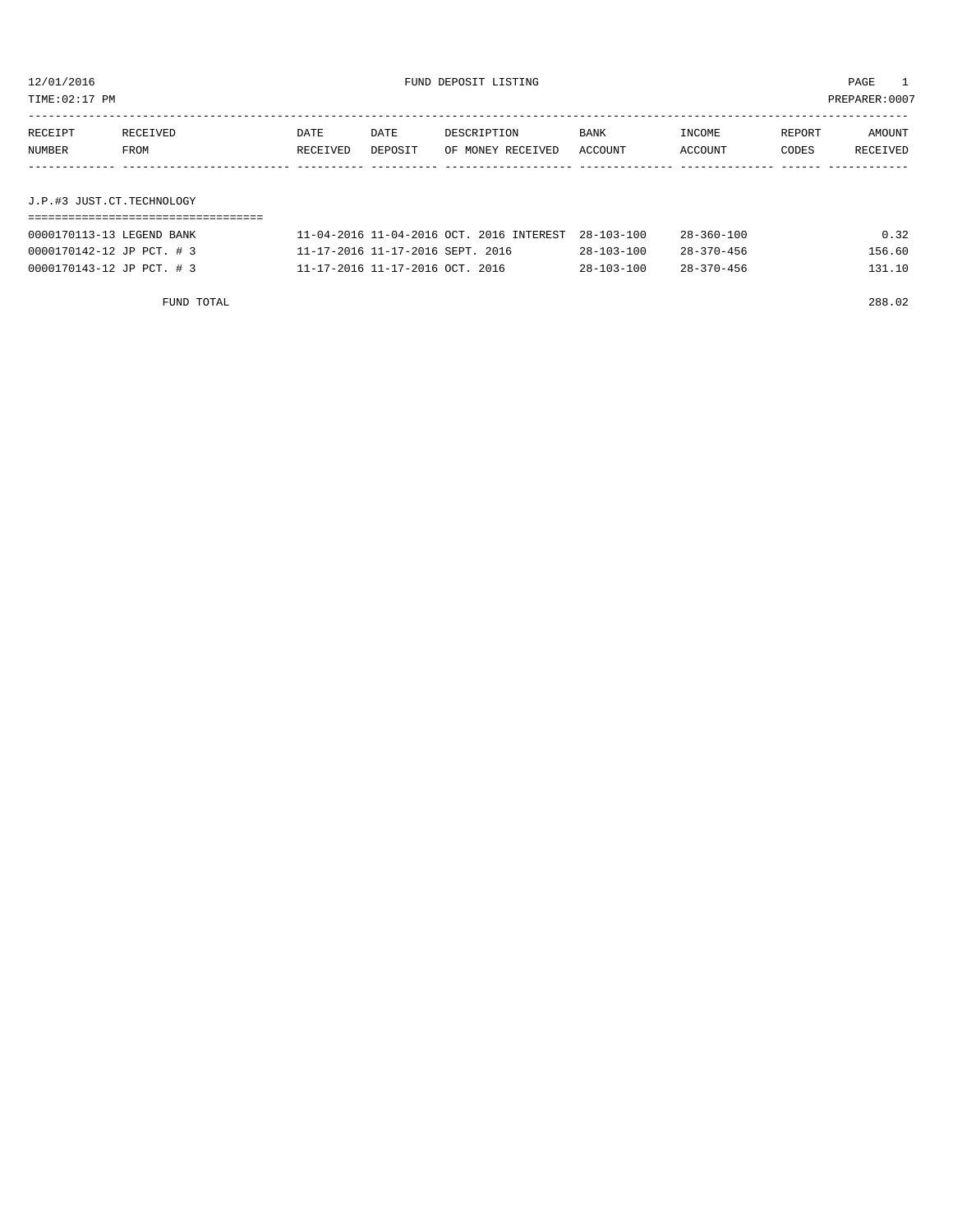12/01/2016 FUND DEPOSIT LISTING PAGE 1

TIME:02:17 PM PREPARER:0007

| RECEIPT NUMBER | RECEIVED FROM | DATE RECEIVED | DATE DEPOSIT | DESCRIPTION OF MONEY RECEIVED | BANK ACCOUNT | INCOME ACCOUNT | REPORT CODES | AMOUNT RECEIVED |
|---|---|---|---|---|---|---|---|---|

J.P.#3 JUST.CT.TECHNOLOGY

| RECEIPT NUMBER | RECEIVED FROM | DATE RECEIVED | DATE DEPOSIT | DESCRIPTION OF MONEY RECEIVED | BANK ACCOUNT | INCOME ACCOUNT | REPORT CODES | AMOUNT RECEIVED |
|---|---|---|---|---|---|---|---|---|
| 0000170113-13 | LEGEND BANK | 11-04-2016 | 11-04-2016 | OCT. 2016 INTEREST | 28-103-100 | 28-360-100 | | 0.32 |
| 0000170142-12 | JP PCT. # 3 | 11-17-2016 | 11-17-2016 | SEPT. 2016 | 28-103-100 | 28-370-456 | | 156.60 |
| 0000170143-12 | JP PCT. # 3 | 11-17-2016 | 11-17-2016 | OCT. 2016 | 28-103-100 | 28-370-456 | | 131.10 |
| | FUND TOTAL | | | | | | | 288.02 |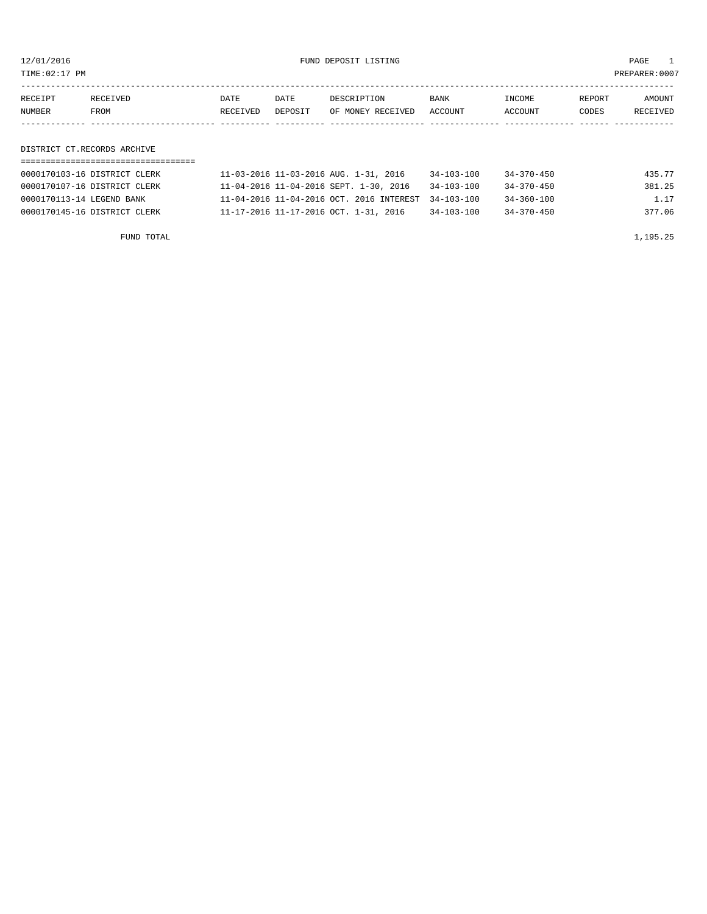12/01/2016 FUND DEPOSIT LISTING PAGE 1

TIME:02:17 PM PREPARER:0007

| RECEIPT NUMBER | RECEIVED FROM | DATE RECEIVED | DATE DEPOSIT | DESCRIPTION OF MONEY RECEIVED | BANK ACCOUNT | INCOME ACCOUNT | REPORT CODES | AMOUNT RECEIVED |
|---|---|---|---|---|---|---|---|---|
| **DISTRICT CT.RECORDS ARCHIVE** | | | | | | | | |
| 0000170103-16 | DISTRICT CLERK | 11-03-2016 | 11-03-2016 | AUG. 1-31, 2016 | 34-103-100 | 34-370-450 | | 435.77 |
| 0000170107-16 | DISTRICT CLERK | 11-04-2016 | 11-04-2016 | SEPT. 1-30, 2016 | 34-103-100 | 34-370-450 | | 381.25 |
| 0000170113-14 | LEGEND BANK | 11-04-2016 | 11-04-2016 | OCT. 2016 INTEREST | 34-103-100 | 34-360-100 | | 1.17 |
| 0000170145-16 | DISTRICT CLERK | 11-17-2016 | 11-17-2016 | OCT. 1-31, 2016 | 34-103-100 | 34-370-450 | | 377.06 |
| | FUND TOTAL | | | | | | | 1,195.25 |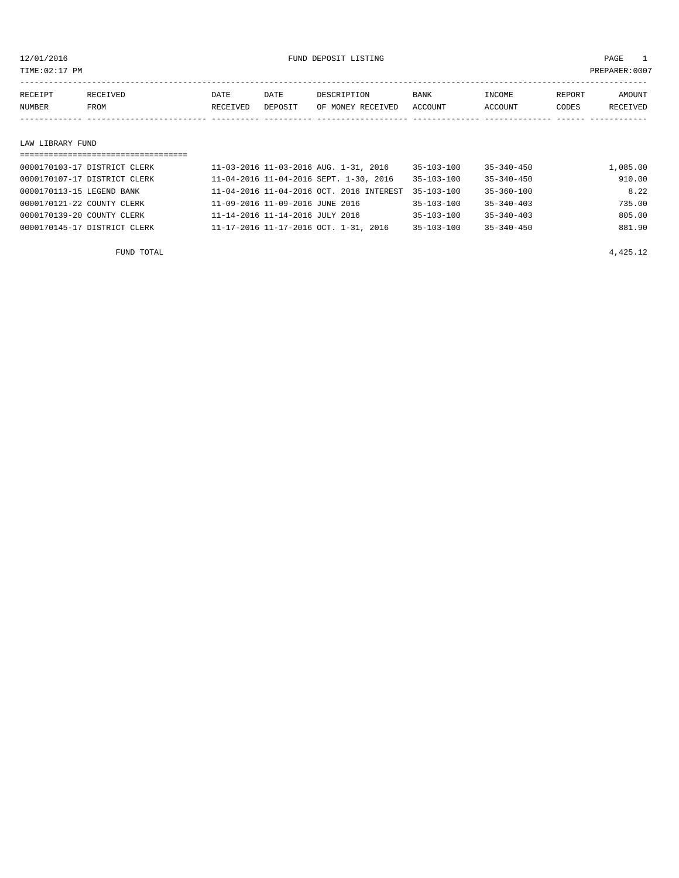12/01/2016 FUND DEPOSIT LISTING

TIME:02:17 PM PREPARER:0007

| RECEIPT NUMBER | RECEIVED FROM | DATE RECEIVED | DATE DEPOSIT | DESCRIPTION OF MONEY RECEIVED | BANK ACCOUNT | INCOME ACCOUNT | REPORT CODES | AMOUNT RECEIVED |
|---|---|---|---|---|---|---|---|---|
| **LAW LIBRARY FUND** | | | | | | | | |
| 0000170103-17 | DISTRICT CLERK | 11-03-2016 | 11-03-2016 | AUG. 1-31, 2016 | 35-103-100 | 35-340-450 | | 1,085.00 |
| 0000170107-17 | DISTRICT CLERK | 11-04-2016 | 11-04-2016 | SEPT. 1-30, 2016 | 35-103-100 | 35-340-450 | | 910.00 |
| 0000170113-15 | LEGEND BANK | 11-04-2016 | 11-04-2016 | OCT. 2016 INTEREST | 35-103-100 | 35-360-100 | | 8.22 |
| 0000170121-22 | COUNTY CLERK | 11-09-2016 | 11-09-2016 | JUNE 2016 | 35-103-100 | 35-340-403 | | 735.00 |
| 0000170139-20 | COUNTY CLERK | 11-14-2016 | 11-14-2016 | JULY 2016 | 35-103-100 | 35-340-403 | | 805.00 |
| 0000170145-17 | DISTRICT CLERK | 11-17-2016 | 11-17-2016 | OCT. 1-31, 2016 | 35-103-100 | 35-340-450 | | 881.90 |
| | FUND TOTAL | | | | | | | 4,425.12 |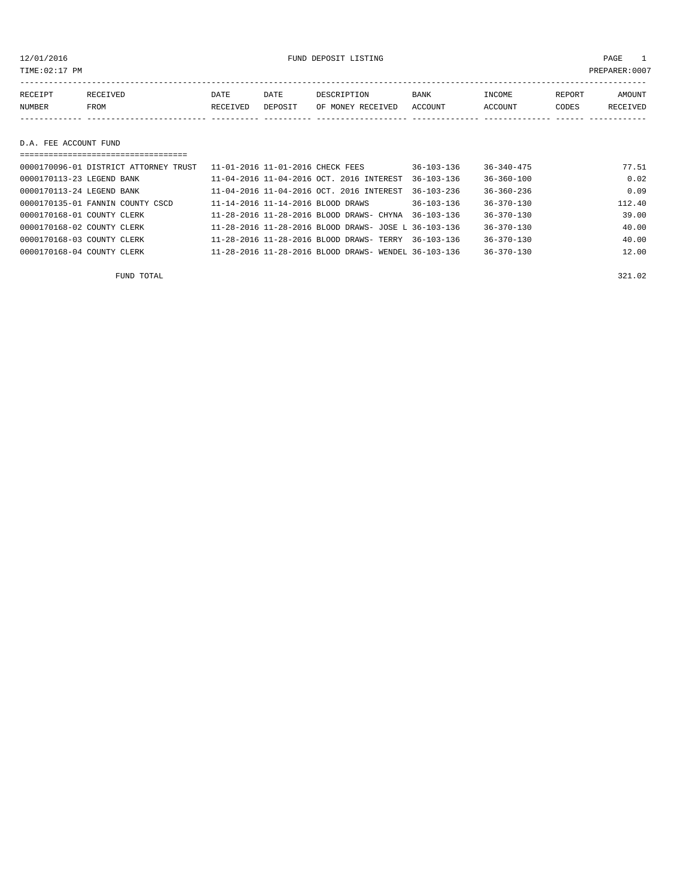12/01/2016 FUND DEPOSIT LISTING

TIME:02:17 PM PREPARER:0007

| RECEIPT NUMBER | RECEIVED FROM | DATE RECEIVED | DATE DEPOSIT | DESCRIPTION OF MONEY RECEIVED | BANK ACCOUNT | INCOME ACCOUNT | REPORT CODES | AMOUNT RECEIVED |
|---|---|---|---|---|---|---|---|---|

## D.A. FEE ACCOUNT FUND

| RECEIPT NUMBER | RECEIVED FROM | DATE RECEIVED | DATE DEPOSIT | DESCRIPTION OF MONEY RECEIVED | BANK ACCOUNT | INCOME ACCOUNT | REPORT CODES | AMOUNT RECEIVED |
|---|---|---|---|---|---|---|---|---|
| 0000170096-01 | DISTRICT ATTORNEY TRUST | 11-01-2016 | 11-01-2016 | CHECK FEES | 36-103-136 | 36-340-475 | | 77.51 |
| 0000170113-23 | LEGEND BANK | 11-04-2016 | 11-04-2016 | OCT. 2016 INTEREST | 36-103-136 | 36-360-100 | | 0.02 |
| 0000170113-24 | LEGEND BANK | 11-04-2016 | 11-04-2016 | OCT. 2016 INTEREST | 36-103-236 | 36-360-236 | | 0.09 |
| 0000170135-01 | FANNIN COUNTY CSCD | 11-14-2016 | 11-14-2016 | BLOOD DRAWS | 36-103-136 | 36-370-130 | | 112.40 |
| 0000170168-01 | COUNTY CLERK | 11-28-2016 | 11-28-2016 | BLOOD DRAWS- CHYNA | 36-103-136 | 36-370-130 | | 39.00 |
| 0000170168-02 | COUNTY CLERK | 11-28-2016 | 11-28-2016 | BLOOD DRAWS- JOSE L | 36-103-136 | 36-370-130 | | 40.00 |
| 0000170168-03 | COUNTY CLERK | 11-28-2016 | 11-28-2016 | BLOOD DRAWS- TERRY | 36-103-136 | 36-370-130 | | 40.00 |
| 0000170168-04 | COUNTY CLERK | 11-28-2016 | 11-28-2016 | BLOOD DRAWS- WENDEL | 36-103-136 | 36-370-130 | | 12.00 |

FUND TOTAL 321.02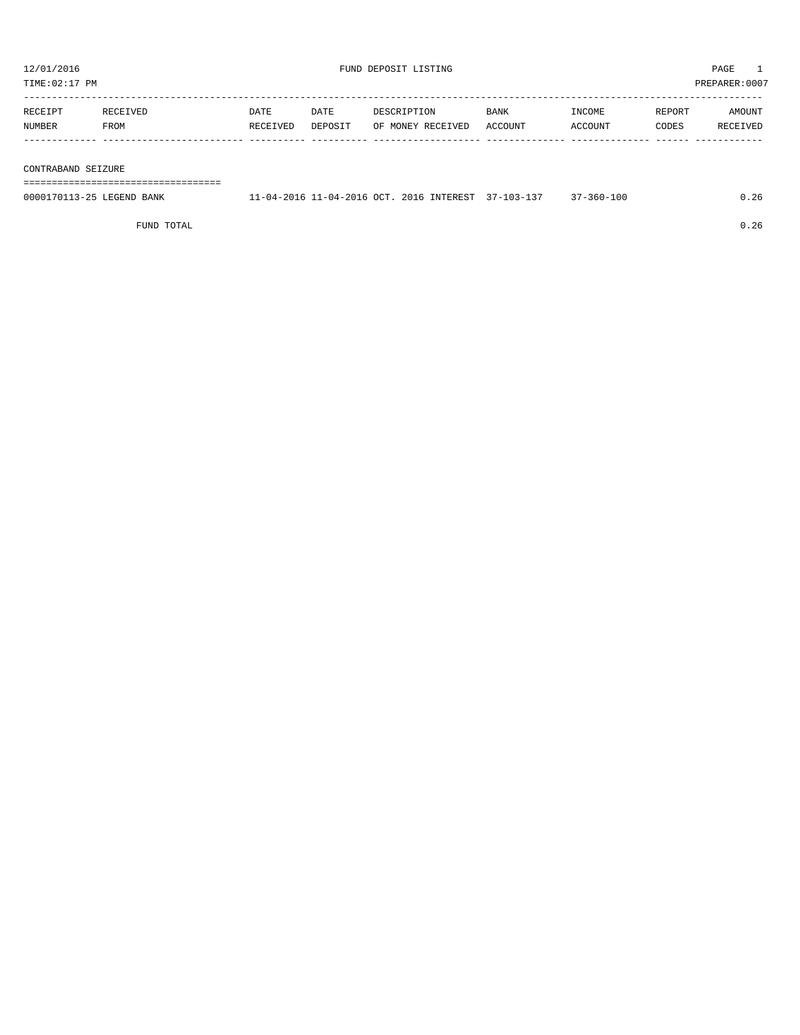12/01/2016 FUND DEPOSIT LISTING

TIME:02:17 PM PREPARER:0007

| RECEIPT NUMBER | RECEIVED FROM | DATE RECEIVED | DATE DEPOSIT | DESCRIPTION OF MONEY RECEIVED | BANK ACCOUNT | INCOME ACCOUNT | REPORT CODES | AMOUNT RECEIVED |
|---|---|---|---|---|---|---|---|---|
| **CONTRABAND SEIZURE** | | | | | | | | |
| 0000170113-25 | LEGEND BANK | 11-04-2016 | 11-04-2016 | OCT. 2016 INTEREST | 37-103-137 | 37-360-100 | | 0.26 |
| | FUND TOTAL | | | | | | | 0.26 |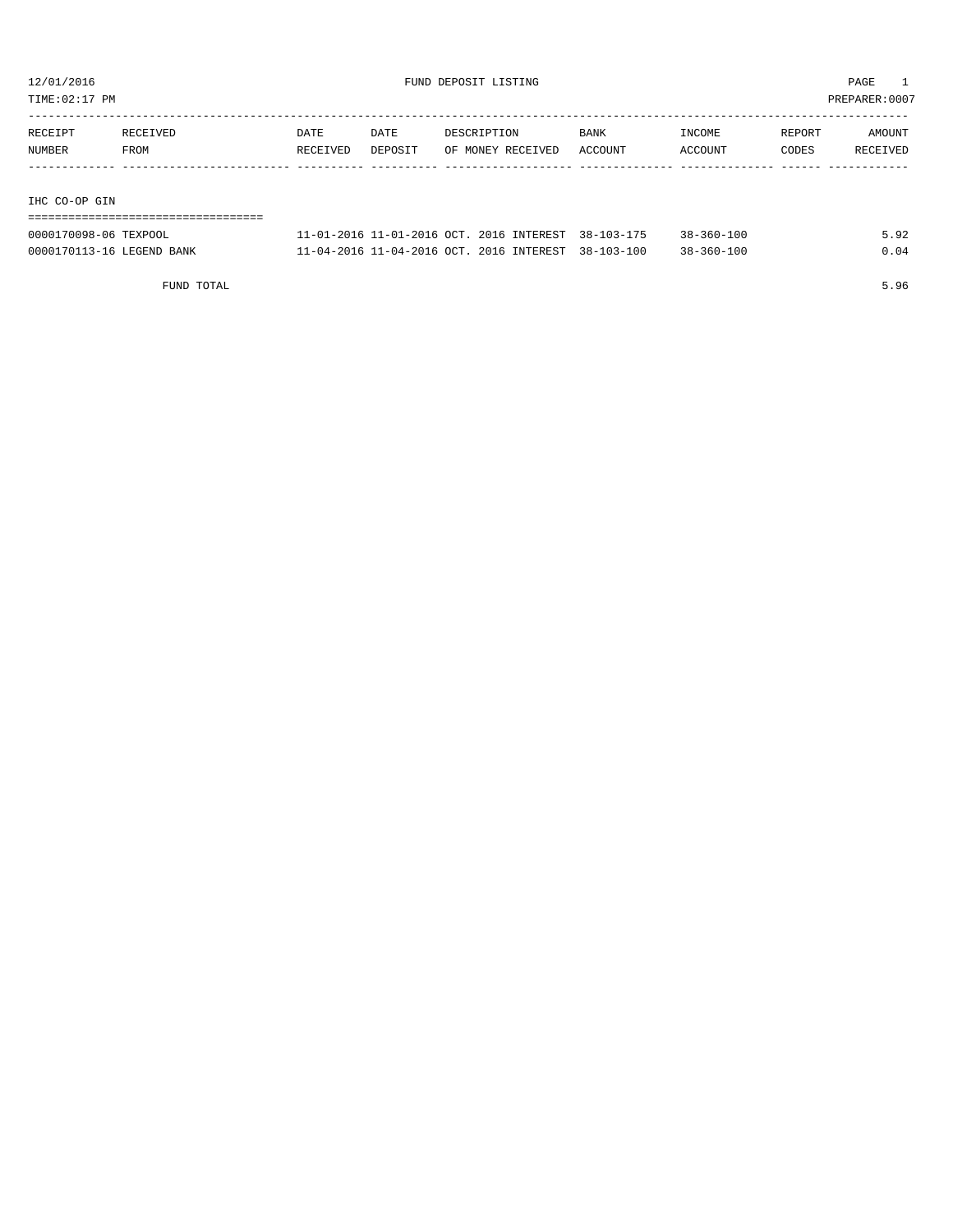12/01/2016 FUND DEPOSIT LISTING

TIME:02:17 PM PREPARER:0007

| RECEIPT NUMBER | RECEIVED FROM | DATE RECEIVED | DATE DEPOSIT | DESCRIPTION OF MONEY RECEIVED | BANK ACCOUNT | INCOME ACCOUNT | REPORT CODES | AMOUNT RECEIVED |
|---|---|---|---|---|---|---|---|---|
| **IHC CO-OP GIN** | | | | | | | | |
| 0000170098-06 | TEXPOOL | 11-01-2016 | 11-01-2016 | OCT. 2016 INTEREST | 38-103-175 | 38-360-100 | | 5.92 |
| 0000170113-16 | LEGEND BANK | 11-04-2016 | 11-04-2016 | OCT. 2016 INTEREST | 38-103-100 | 38-360-100 | | 0.04 |
| | FUND TOTAL | | | | | | | 5.96 |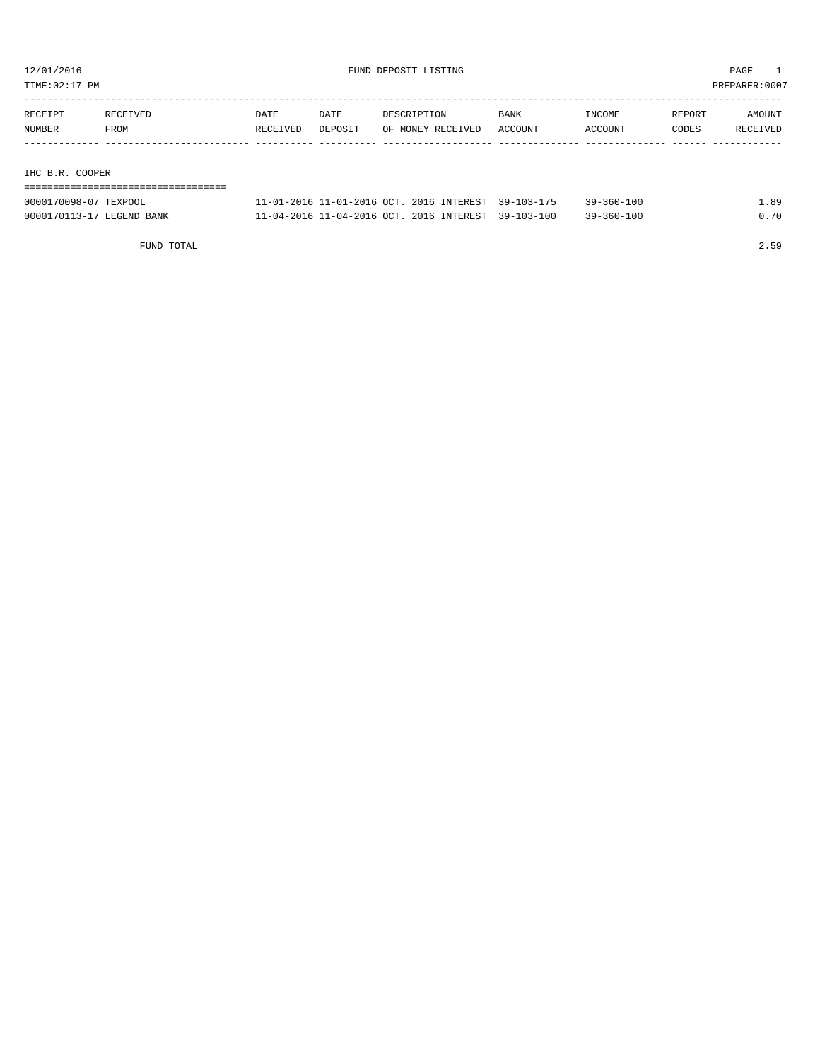12/01/2016 FUND DEPOSIT LISTING PAGE 1

TIME:02:17 PM PREPARER:0007

| RECEIPT NUMBER | RECEIVED FROM | DATE RECEIVED | DATE DEPOSIT | DESCRIPTION OF MONEY RECEIVED | BANK ACCOUNT | INCOME ACCOUNT | REPORT CODES | AMOUNT RECEIVED |
|---|---|---|---|---|---|---|---|---|
| **IHC B.R. COOPER** | | | | | | | | |
| 0000170098-07 | TEXPOOL | 11-01-2016 | 11-01-2016 | OCT. 2016 INTEREST | 39-103-175 | 39-360-100 | | 1.89 |
| 0000170113-17 | LEGEND BANK | 11-04-2016 | 11-04-2016 | OCT. 2016 INTEREST | 39-103-100 | 39-360-100 | | 0.70 |
| | FUND TOTAL | | | | | | | 2.59 |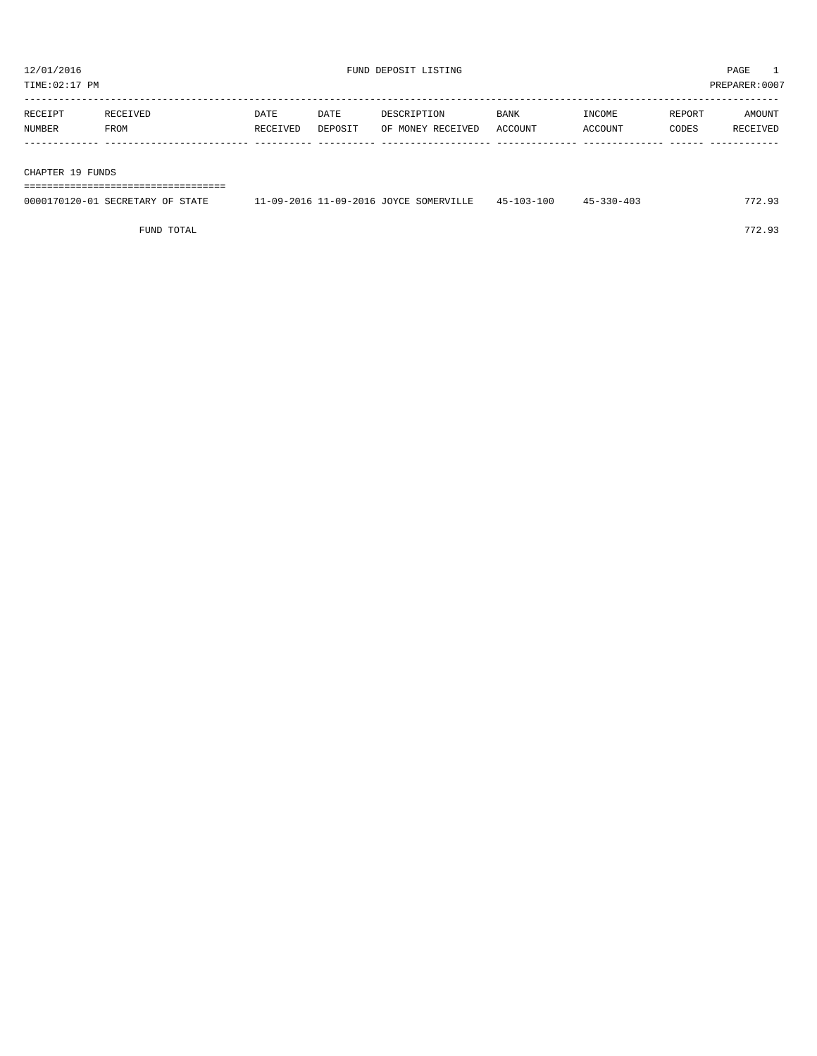12/01/2016 FUND DEPOSIT LISTING PAGE 1

TIME:02:17 PM PREPARER:0007

| RECEIPT NUMBER | RECEIVED FROM | DATE RECEIVED | DATE DEPOSIT | DESCRIPTION OF MONEY RECEIVED | BANK ACCOUNT | INCOME ACCOUNT | REPORT CODES | AMOUNT RECEIVED |
|---|---|---|---|---|---|---|---|---|
| **CHAPTER 19 FUNDS** | | | | | | | | |
| 0000170120-01 | SECRETARY OF STATE | 11-09-2016 | 11-09-2016 | JOYCE SOMERVILLE | 45-103-100 | 45-330-403 | | 772.93 |
| | FUND TOTAL | | | | | | | 772.93 |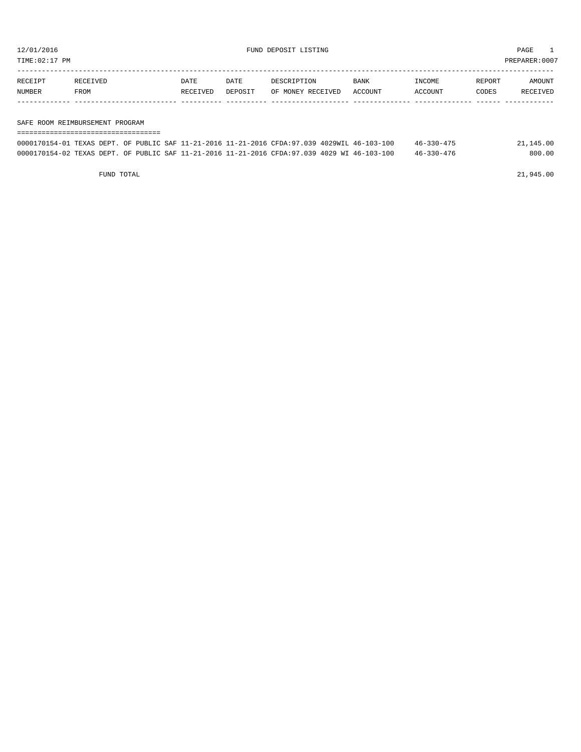12/01/2016 FUND DEPOSIT LISTING

TIME:02:17 PM PREPARER:0007

| RECEIPT NUMBER | RECEIVED FROM | DATE RECEIVED | DATE DEPOSIT | DESCRIPTION OF MONEY RECEIVED | BANK ACCOUNT | INCOME ACCOUNT | REPORT CODES | AMOUNT RECEIVED |
|---|---|---|---|---|---|---|---|---|
| **SAFE ROOM REIMBURSEMENT PROGRAM** | | | | | | | | |
| 0000170154-01 | TEXAS DEPT. OF PUBLIC SAF | 11-21-2016 | 11-21-2016 | CFDA:97.039 4029WIL | 46-103-100 | 46-330-475 | | 21,145.00 |
| 0000170154-02 | TEXAS DEPT. OF PUBLIC SAF | 11-21-2016 | 11-21-2016 | CFDA:97.039 4029 WI | 46-103-100 | 46-330-476 | | 800.00 |
| FUND TOTAL | | | | | | | | 21,945.00 |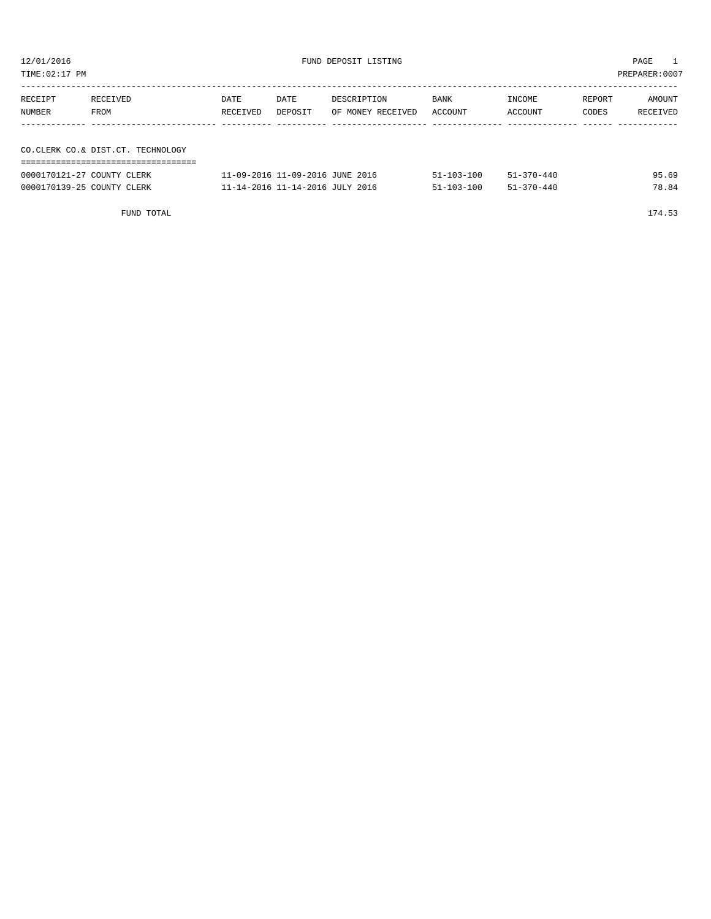# FUND DEPOSIT LISTING

12/01/2016
TIME:02:17 PM
PREPARER:0007

| RECEIPT NUMBER | RECEIVED FROM | DATE RECEIVED | DATE DEPOSIT | DESCRIPTION OF MONEY RECEIVED | BANK ACCOUNT | INCOME ACCOUNT | REPORT CODES | AMOUNT RECEIVED |
|---|---|---|---|---|---|---|---|---|
| **CO.CLERK CO.& DIST.CT. TECHNOLOGY** | | | | | | | | |
| 0000170121-27 | COUNTY CLERK | 11-09-2016 | 11-09-2016 | JUNE 2016 | 51-103-100 | 51-370-440 | | 95.69 |
| 0000170139-25 | COUNTY CLERK | 11-14-2016 | 11-14-2016 | JULY 2016 | 51-103-100 | 51-370-440 | | 78.84 |
| FUND TOTAL | | | | | | | | 174.53 |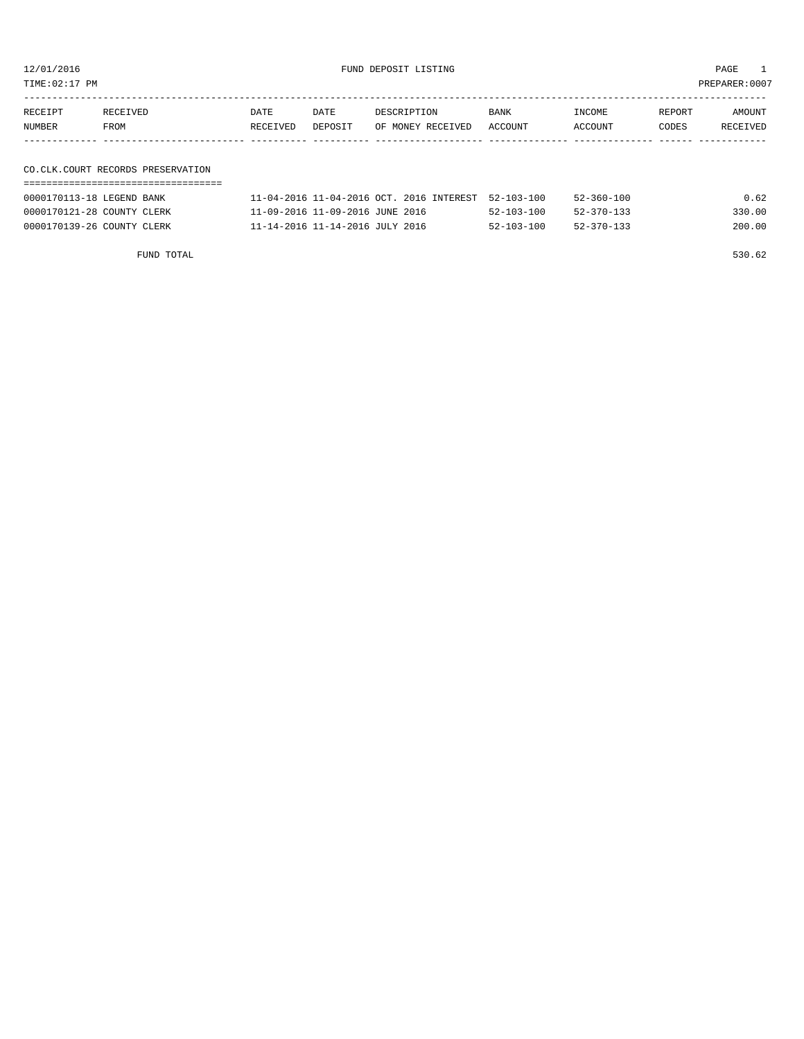12/01/2016 FUND DEPOSIT LISTING PAGE 1

TIME:02:17 PM PREPARER:0007

| RECEIPT NUMBER | RECEIVED FROM | DATE RECEIVED | DATE DEPOSIT | DESCRIPTION OF MONEY RECEIVED | BANK ACCOUNT | INCOME ACCOUNT | REPORT CODES | AMOUNT RECEIVED |
|---|---|---|---|---|---|---|---|---|

## CO.CLK.COURT RECORDS PRESERVATION

| RECEIPT NUMBER | RECEIVED FROM | DATE RECEIVED | DATE DEPOSIT | DESCRIPTION OF MONEY RECEIVED | BANK ACCOUNT | INCOME ACCOUNT | REPORT CODES | AMOUNT RECEIVED |
|---|---|---|---|---|---|---|---|---|
| 0000170113-18 | LEGEND BANK | 11-04-2016 | 11-04-2016 | OCT. 2016 INTEREST | 52-103-100 | 52-360-100 | | 0.62 |
| 0000170121-28 | COUNTY CLERK | 11-09-2016 | 11-09-2016 | JUNE 2016 | 52-103-100 | 52-370-133 | | 330.00 |
| 0000170139-26 | COUNTY CLERK | 11-14-2016 | 11-14-2016 | JULY 2016 | 52-103-100 | 52-370-133 | | 200.00 |

FUND TOTAL 530.62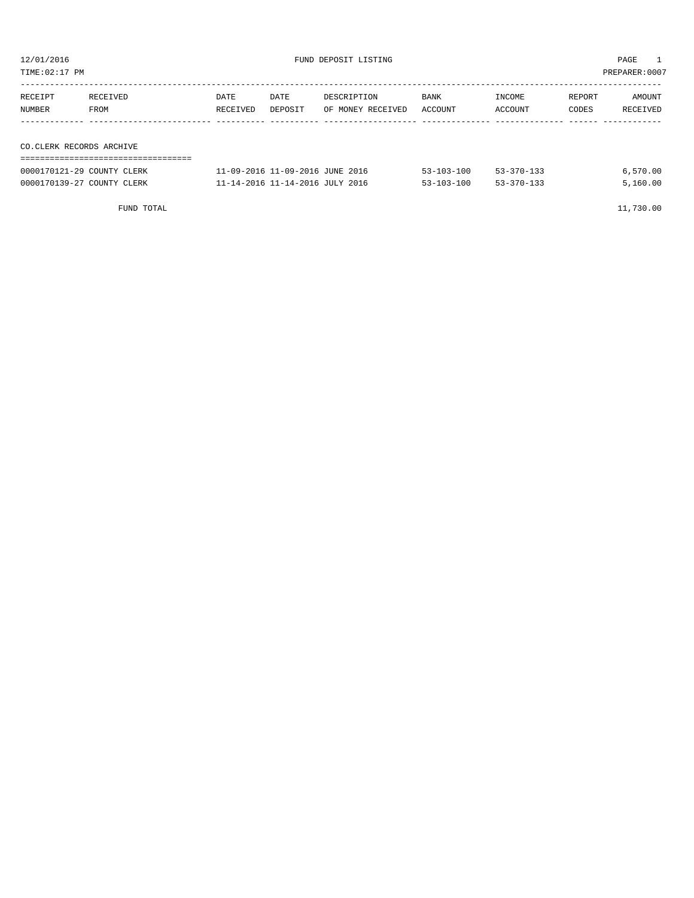12/01/2016 FUND DEPOSIT LISTING

TIME:02:17 PM PREPARER:0007

| RECEIPT NUMBER | RECEIVED FROM | DATE RECEIVED | DATE DEPOSIT | DESCRIPTION OF MONEY RECEIVED | BANK ACCOUNT | INCOME ACCOUNT | REPORT CODES | AMOUNT RECEIVED |
|---|---|---|---|---|---|---|---|---|
| **CO.CLERK RECORDS ARCHIVE** | | | | | | | | |
| 0000170121-29 | COUNTY CLERK | 11-09-2016 | 11-09-2016 | JUNE 2016 | 53-103-100 | 53-370-133 | | 6,570.00 |
| 0000170139-27 | COUNTY CLERK | 11-14-2016 | 11-14-2016 | JULY 2016 | 53-103-100 | 53-370-133 | | 5,160.00 |
| | FUND TOTAL | | | | | | | 11,730.00 |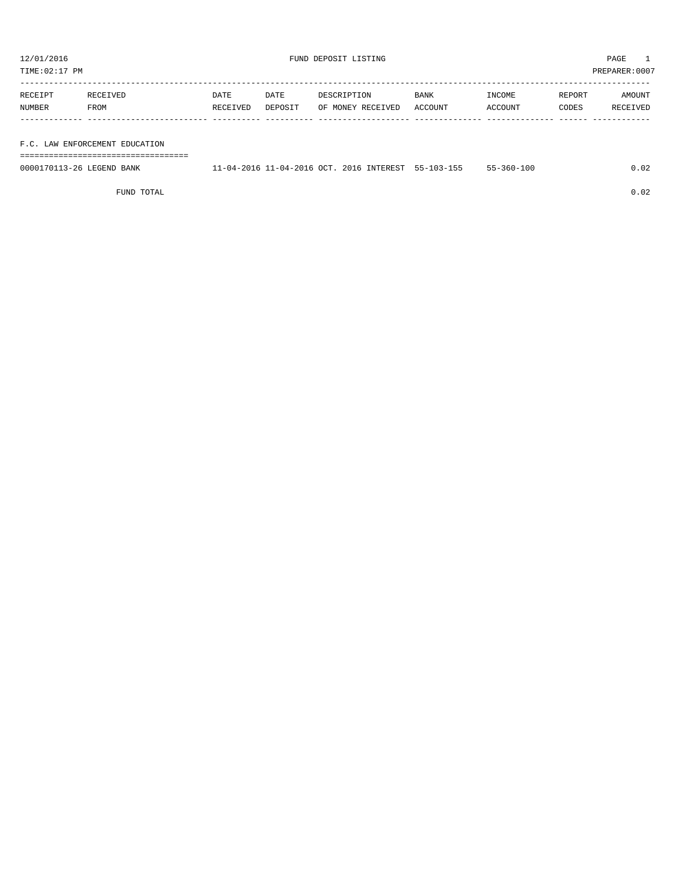12/01/2016 FUND DEPOSIT LISTING

TIME:02:17 PM PREPARER:0007

| RECEIPT NUMBER | RECEIVED FROM | DATE RECEIVED | DATE DEPOSIT | DESCRIPTION OF MONEY RECEIVED | BANK ACCOUNT | INCOME ACCOUNT | REPORT CODES | AMOUNT RECEIVED |
|---|---|---|---|---|---|---|---|---|
| **F.C. LAW ENFORCEMENT EDUCATION** | | | | | | | | |
| 0000170113-26 | LEGEND BANK | 11-04-2016 | 11-04-2016 | OCT. 2016 INTEREST | 55-103-155 | 55-360-100 | | 0.02 |
| | FUND TOTAL | | | | | | | 0.02 |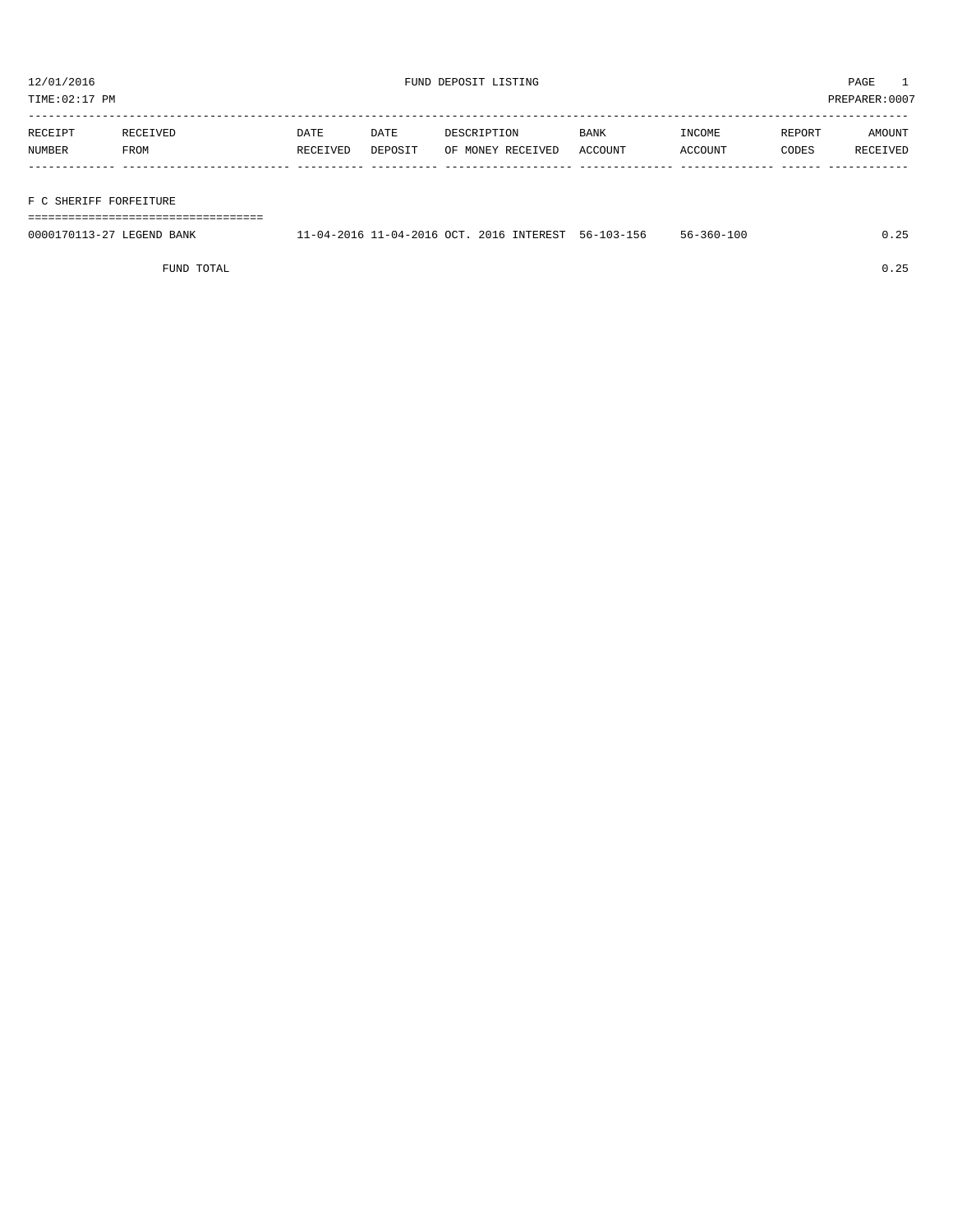12/01/2016 FUND DEPOSIT LISTING PAGE 1

TIME:02:17 PM PREPARER:0007

| RECEIPT NUMBER | RECEIVED FROM | DATE RECEIVED | DATE DEPOSIT | DESCRIPTION OF MONEY RECEIVED | BANK ACCOUNT | INCOME ACCOUNT | REPORT CODES | AMOUNT RECEIVED |
|---|---|---|---|---|---|---|---|---|
| **F C SHERIFF FORFEITURE** | | | | | | | | |
| 0000170113-27 | LEGEND BANK | 11-04-2016 | 11-04-2016 | OCT. 2016 INTEREST | 56-103-156 | 56-360-100 | | 0.25 |
| | FUND TOTAL | | | | | | | 0.25 |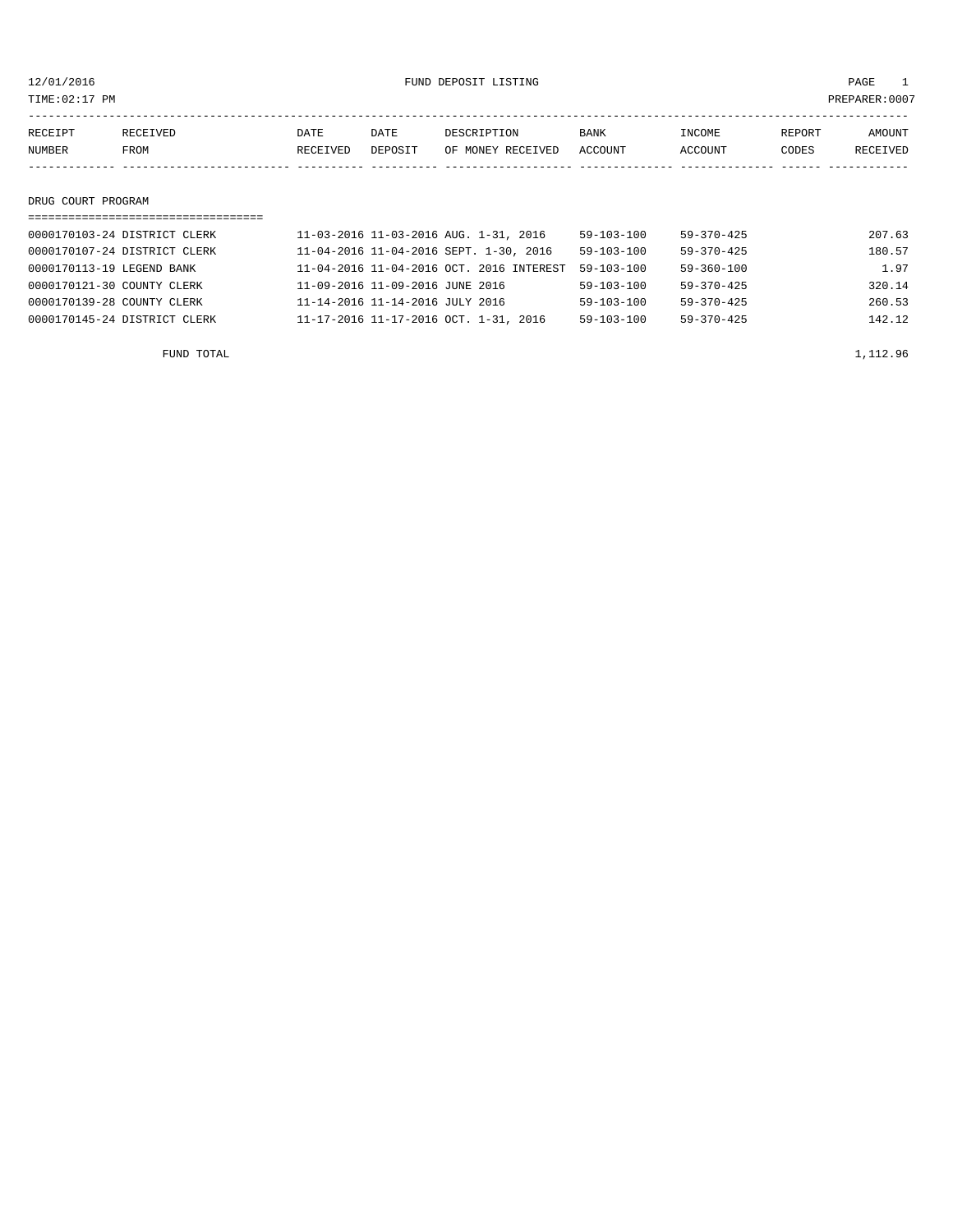12/01/2016 FUND DEPOSIT LISTING PAGE 1

TIME:02:17 PM PREPARER:0007

| RECEIPT NUMBER | RECEIVED FROM | DATE RECEIVED | DATE DEPOSIT | DESCRIPTION OF MONEY RECEIVED | BANK ACCOUNT | INCOME ACCOUNT | REPORT CODES | AMOUNT RECEIVED |
|---|---|---|---|---|---|---|---|---|

## DRUG COURT PROGRAM

| RECEIPT NUMBER | RECEIVED FROM | DATE RECEIVED | DATE DEPOSIT | DESCRIPTION OF MONEY RECEIVED | BANK ACCOUNT | INCOME ACCOUNT | REPORT CODES | AMOUNT RECEIVED |
|---|---|---|---|---|---|---|---|---|
| 0000170103-24 | DISTRICT CLERK | 11-03-2016 | 11-03-2016 | AUG. 1-31, 2016 | 59-103-100 | 59-370-425 | | 207.63 |
| 0000170107-24 | DISTRICT CLERK | 11-04-2016 | 11-04-2016 | SEPT. 1-30, 2016 | 59-103-100 | 59-370-425 | | 180.57 |
| 0000170113-19 | LEGEND BANK | 11-04-2016 | 11-04-2016 | OCT. 2016 INTEREST | 59-103-100 | 59-360-100 | | 1.97 |
| 0000170121-30 | COUNTY CLERK | 11-09-2016 | 11-09-2016 | JUNE 2016 | 59-103-100 | 59-370-425 | | 320.14 |
| 0000170139-28 | COUNTY CLERK | 11-14-2016 | 11-14-2016 | JULY 2016 | 59-103-100 | 59-370-425 | | 260.53 |
| 0000170145-24 | DISTRICT CLERK | 11-17-2016 | 11-17-2016 | OCT. 1-31, 2016 | 59-103-100 | 59-370-425 | | 142.12 |
| | FUND TOTAL | | | | | | | 1,112.96 |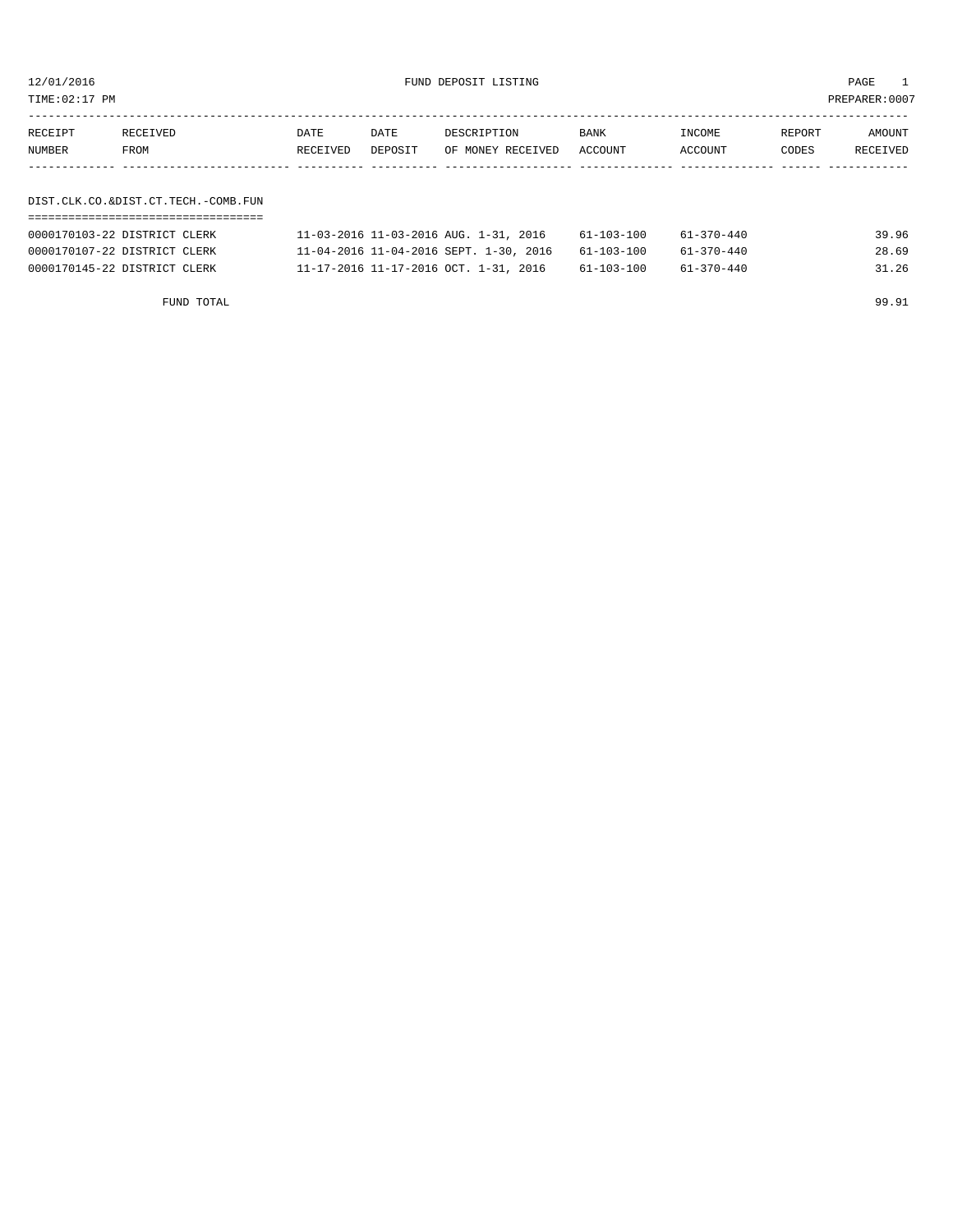12/01/2016 FUND DEPOSIT LISTING

TIME:02:17 PM PREPARER:0007

| RECEIPT NUMBER | RECEIVED FROM | DATE RECEIVED | DATE DEPOSIT | DESCRIPTION OF MONEY RECEIVED | BANK ACCOUNT | INCOME ACCOUNT | REPORT CODES | AMOUNT RECEIVED |
|---|---|---|---|---|---|---|---|---|

## DIST.CLK.CO.&DIST.CT.TECH.-COMB.FUN

| RECEIPT NUMBER | RECEIVED FROM | DATE RECEIVED | DATE DEPOSIT | DESCRIPTION OF MONEY RECEIVED | BANK ACCOUNT | INCOME ACCOUNT | REPORT CODES | AMOUNT RECEIVED |
|---|---|---|---|---|---|---|---|---|
| 0000170103-22 | DISTRICT CLERK | 11-03-2016 | 11-03-2016 | AUG. 1-31, 2016 | 61-103-100 | 61-370-440 | | 39.96 |
| 0000170107-22 | DISTRICT CLERK | 11-04-2016 | 11-04-2016 | SEPT. 1-30, 2016 | 61-103-100 | 61-370-440 | | 28.69 |
| 0000170145-22 | DISTRICT CLERK | 11-17-2016 | 11-17-2016 | OCT. 1-31, 2016 | 61-103-100 | 61-370-440 | | 31.26 |

FUND TOTAL 99.91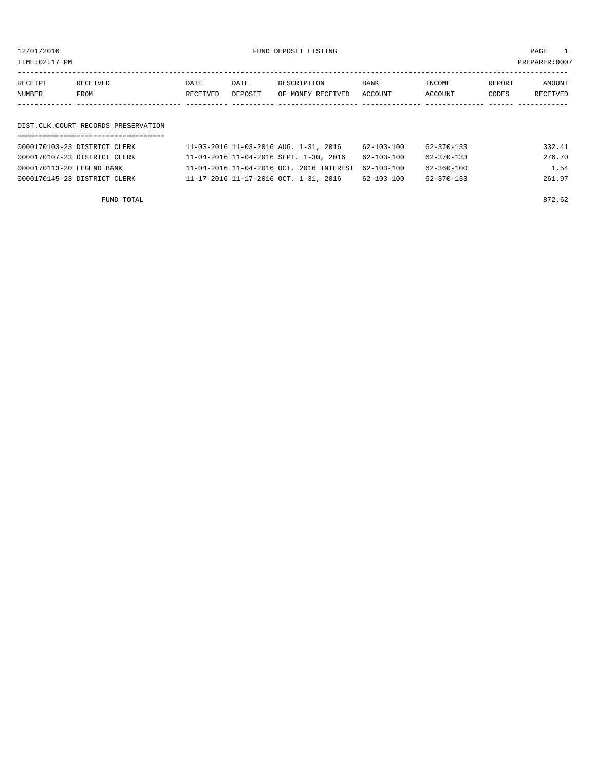12/01/2016 FUND DEPOSIT LISTING PAGE 1

TIME:02:17 PM PREPARER:0007

| RECEIPT NUMBER | RECEIVED FROM | DATE RECEIVED | DATE DEPOSIT | DESCRIPTION OF MONEY RECEIVED | BANK ACCOUNT | INCOME ACCOUNT | REPORT CODES | AMOUNT RECEIVED |
|---|---|---|---|---|---|---|---|---|
| **DIST.CLK.COURT RECORDS PRESERVATION** | | | | | | | | |
| 0000170103-23 | DISTRICT CLERK | 11-03-2016 | 11-03-2016 | AUG. 1-31, 2016 | 62-103-100 | 62-370-133 | | 332.41 |
| 0000170107-23 | DISTRICT CLERK | 11-04-2016 | 11-04-2016 | SEPT. 1-30, 2016 | 62-103-100 | 62-370-133 | | 276.70 |
| 0000170113-20 | LEGEND BANK | 11-04-2016 | 11-04-2016 | OCT. 2016 INTEREST | 62-103-100 | 62-360-100 | | 1.54 |
| 0000170145-23 | DISTRICT CLERK | 11-17-2016 | 11-17-2016 | OCT. 1-31, 2016 | 62-103-100 | 62-370-133 | | 261.97 |
| | FUND TOTAL | | | | | | | 872.62 |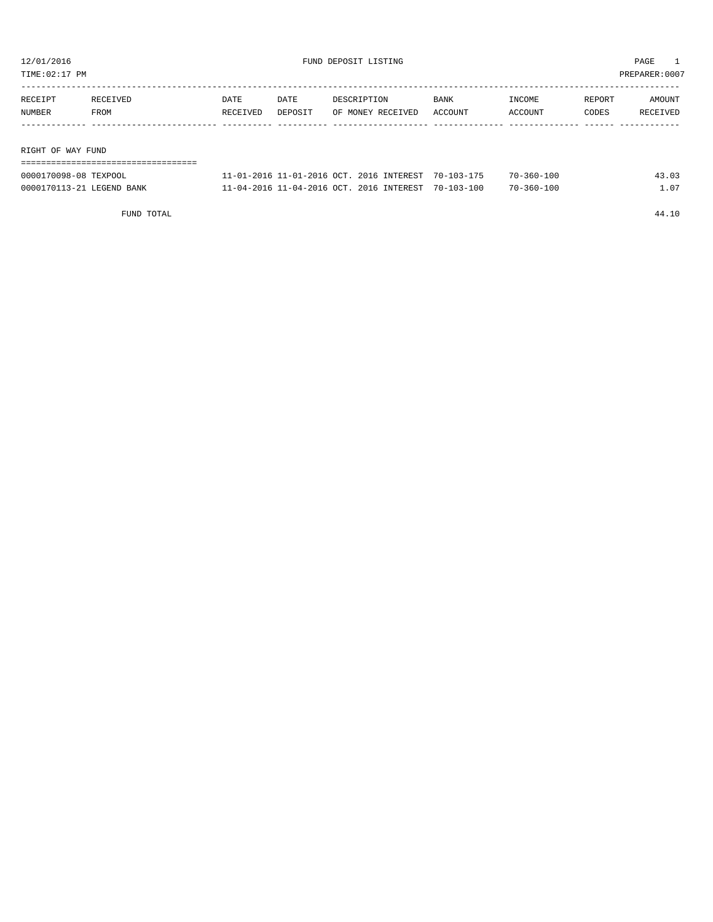12/01/2016 FUND DEPOSIT LISTING PAGE 1

TIME:02:17 PM PREPARER:0007

| RECEIPT NUMBER | RECEIVED FROM | DATE RECEIVED | DATE DEPOSIT | DESCRIPTION OF MONEY RECEIVED | BANK ACCOUNT | INCOME ACCOUNT | REPORT CODES | AMOUNT RECEIVED |
|---|---|---|---|---|---|---|---|---|

## RIGHT OF WAY FUND

| RECEIPT NUMBER | RECEIVED FROM | DATE RECEIVED | DATE DEPOSIT | DESCRIPTION OF MONEY RECEIVED | BANK ACCOUNT | INCOME ACCOUNT | REPORT CODES | AMOUNT RECEIVED |
|---|---|---|---|---|---|---|---|---|
| 0000170098-08 | TEXPOOL | 11-01-2016 | 11-01-2016 | OCT. 2016 INTEREST | 70-103-175 | 70-360-100 | | 43.03 |
| 0000170113-21 | LEGEND BANK | 11-04-2016 | 11-04-2016 | OCT. 2016 INTEREST | 70-103-100 | 70-360-100 | | 1.07 |
| | FUND TOTAL | | | | | | | 44.10 |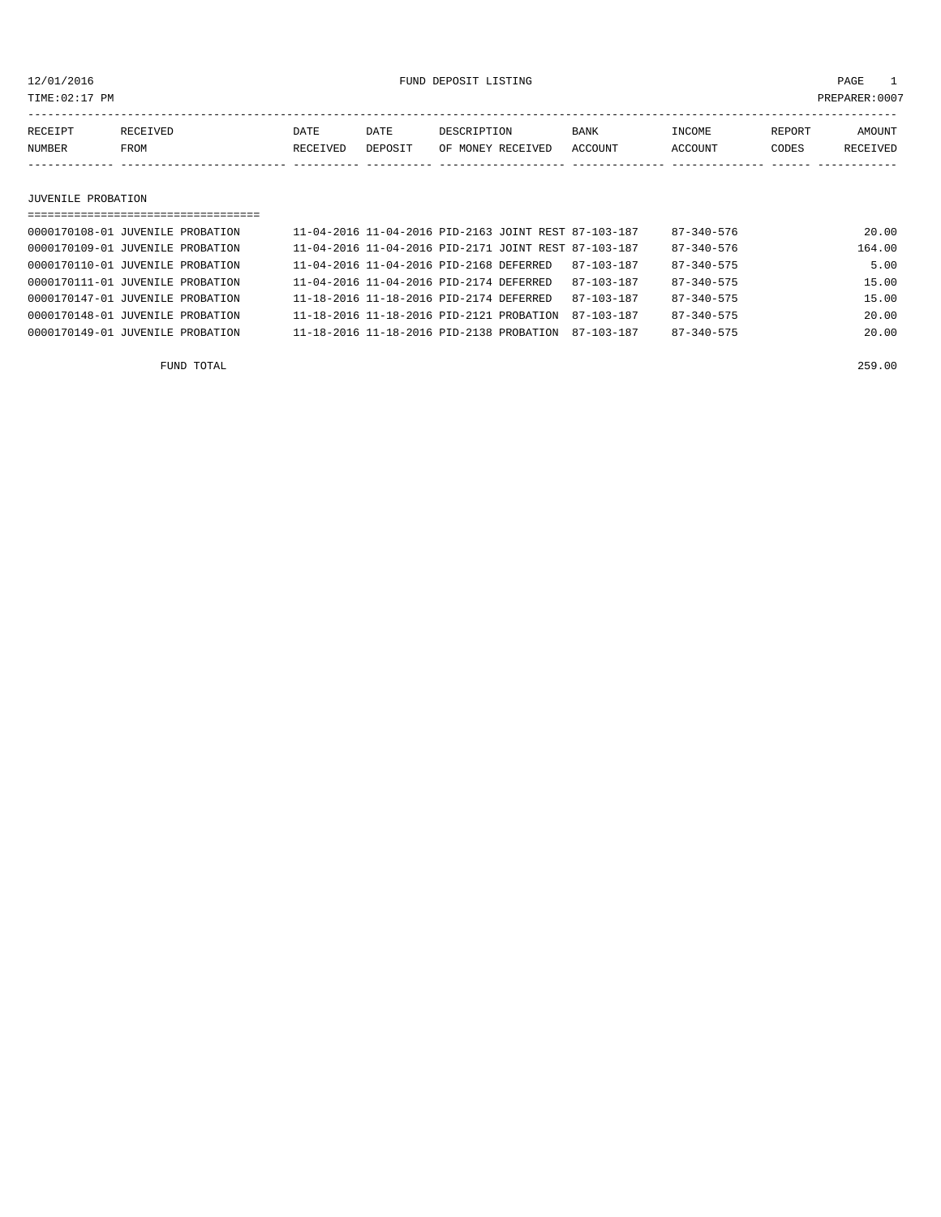FUND DEPOSIT LISTING

12/01/2016
TIME:02:17 PM
PREPARER:0007

| RECEIPT NUMBER | RECEIVED FROM | DATE RECEIVED | DATE DEPOSIT | DESCRIPTION OF MONEY RECEIVED | BANK ACCOUNT | INCOME ACCOUNT | REPORT CODES | AMOUNT RECEIVED |
|---|---|---|---|---|---|---|---|---|

## JUVENILE PROBATION

| RECEIPT NUMBER | RECEIVED FROM | DATE RECEIVED | DATE DEPOSIT | DESCRIPTION OF MONEY RECEIVED | BANK ACCOUNT | INCOME ACCOUNT | REPORT CODES | AMOUNT RECEIVED |
|---|---|---|---|---|---|---|---|---|
| 0000170108-01 | JUVENILE PROBATION | 11-04-2016 | 11-04-2016 | PID-2163 JOINT REST | 87-103-187 | 87-340-576 | | 20.00 |
| 0000170109-01 | JUVENILE PROBATION | 11-04-2016 | 11-04-2016 | PID-2171 JOINT REST | 87-103-187 | 87-340-576 | | 164.00 |
| 0000170110-01 | JUVENILE PROBATION | 11-04-2016 | 11-04-2016 | PID-2168 DEFERRED | 87-103-187 | 87-340-575 | | 5.00 |
| 0000170111-01 | JUVENILE PROBATION | 11-04-2016 | 11-04-2016 | PID-2174 DEFERRED | 87-103-187 | 87-340-575 | | 15.00 |
| 0000170147-01 | JUVENILE PROBATION | 11-18-2016 | 11-18-2016 | PID-2174 DEFERRED | 87-103-187 | 87-340-575 | | 15.00 |
| 0000170148-01 | JUVENILE PROBATION | 11-18-2016 | 11-18-2016 | PID-2121 PROBATION | 87-103-187 | 87-340-575 | | 20.00 |
| 0000170149-01 | JUVENILE PROBATION | 11-18-2016 | 11-18-2016 | PID-2138 PROBATION | 87-103-187 | 87-340-575 | | 20.00 |
| | FUND TOTAL | | | | | | | 259.00 |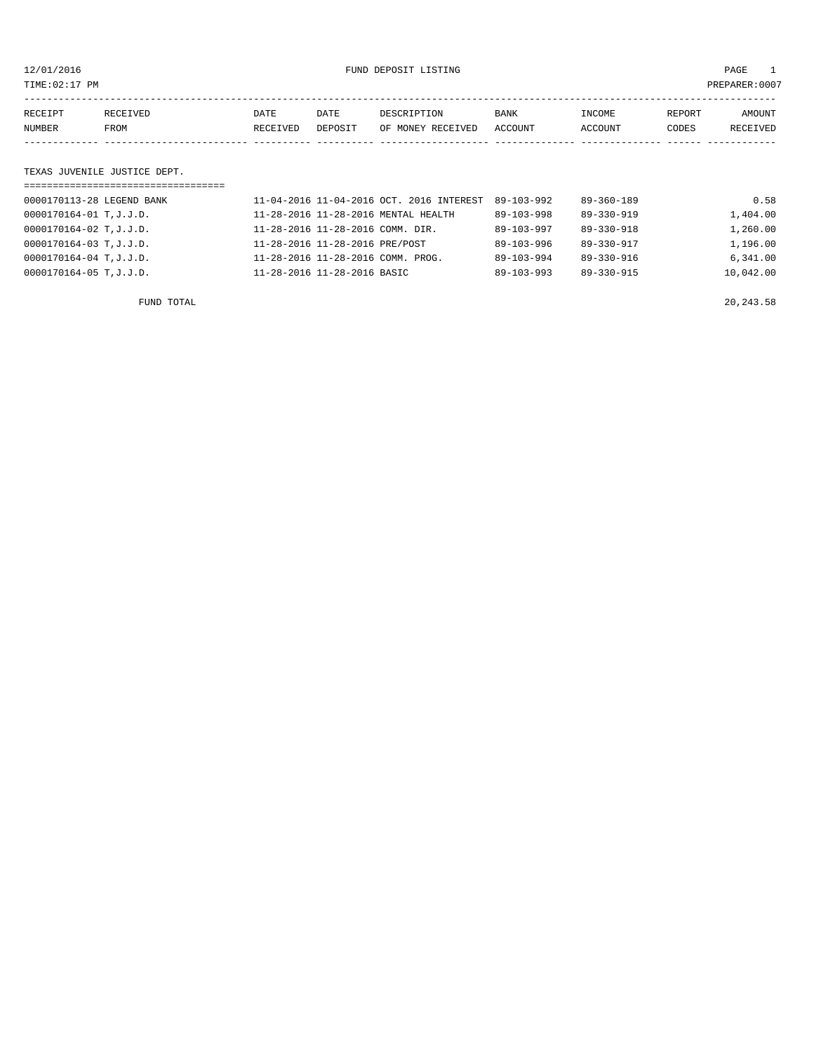12/01/2016 FUND DEPOSIT LISTING

TIME:02:17 PM PREPARER:0007

| RECEIPT NUMBER | RECEIVED FROM | DATE RECEIVED | DATE DEPOSIT | DESCRIPTION OF MONEY RECEIVED | BANK ACCOUNT | INCOME ACCOUNT | REPORT CODES | AMOUNT RECEIVED |
|---|---|---|---|---|---|---|---|---|

## TEXAS JUVENILE JUSTICE DEPT.

| RECEIPT NUMBER | RECEIVED FROM | DATE RECEIVED | DATE DEPOSIT | DESCRIPTION OF MONEY RECEIVED | BANK ACCOUNT | INCOME ACCOUNT | REPORT CODES | AMOUNT RECEIVED |
|---|---|---|---|---|---|---|---|---|
| 0000170113-28 | LEGEND BANK | 11-04-2016 | 11-04-2016 | OCT. 2016 INTEREST | 89-103-992 | 89-360-189 | | 0.58 |
| 0000170164-01 | T,J.J.D. | 11-28-2016 | 11-28-2016 | MENTAL HEALTH | 89-103-998 | 89-330-919 | | 1,404.00 |
| 0000170164-02 | T,J.J.D. | 11-28-2016 | 11-28-2016 | COMM. DIR. | 89-103-997 | 89-330-918 | | 1,260.00 |
| 0000170164-03 | T,J.J.D. | 11-28-2016 | 11-28-2016 | PRE/POST | 89-103-996 | 89-330-917 | | 1,196.00 |
| 0000170164-04 | T,J.J.D. | 11-28-2016 | 11-28-2016 | COMM. PROG. | 89-103-994 | 89-330-916 | | 6,341.00 |
| 0000170164-05 | T,J.J.D. | 11-28-2016 | 11-28-2016 | BASIC | 89-103-993 | 89-330-915 | | 10,042.00 |
| | FUND TOTAL | | | | | | | 20,243.58 |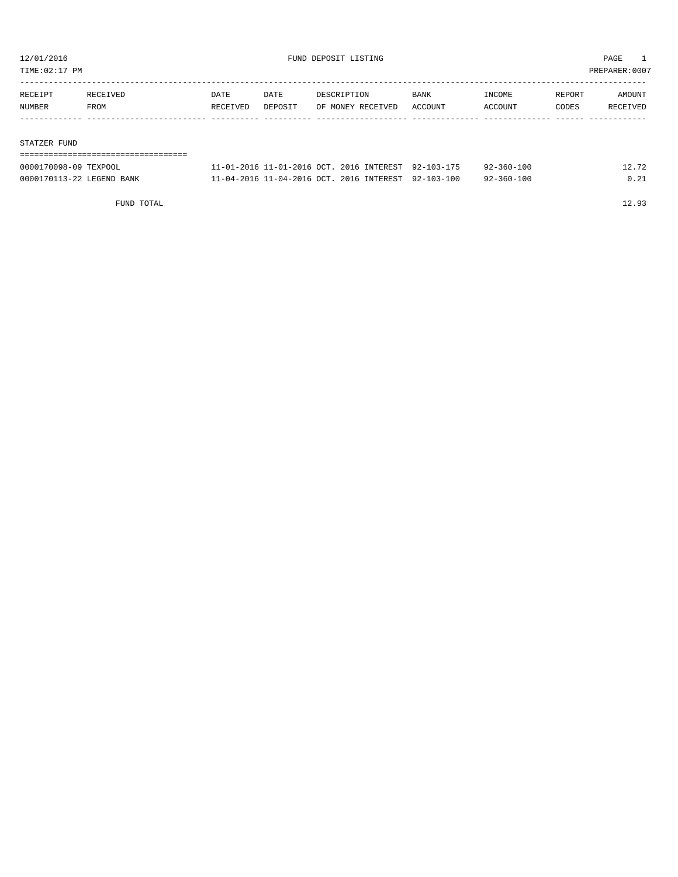12/01/2016 FUND DEPOSIT LISTING PAGE 1

TIME:02:17 PM PREPARER:0007

| RECEIPT NUMBER | RECEIVED FROM | DATE RECEIVED | DATE DEPOSIT | DESCRIPTION OF MONEY RECEIVED | BANK ACCOUNT | INCOME ACCOUNT | REPORT CODES | AMOUNT RECEIVED |
|---|---|---|---|---|---|---|---|---|
| STATZER FUND | | | | | | | | |
| 0000170098-09 | TEXPOOL | 11-01-2016 | 11-01-2016 | OCT. 2016 INTEREST | 92-103-175 | 92-360-100 | | 12.72 |
| 0000170113-22 | LEGEND BANK | 11-04-2016 | 11-04-2016 | OCT. 2016 INTEREST | 92-103-100 | 92-360-100 | | 0.21 |
| | FUND TOTAL | | | | | | | 12.93 |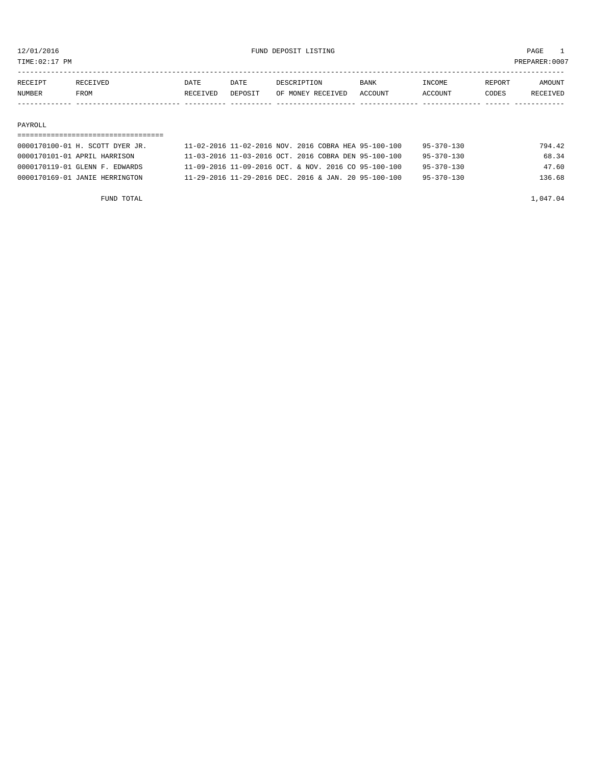12/01/2016 FUND DEPOSIT LISTING

TIME:02:17 PM PREPARER:0007

| RECEIPT NUMBER | RECEIVED FROM | DATE RECEIVED | DATE DEPOSIT | DESCRIPTION OF MONEY RECEIVED | BANK ACCOUNT | INCOME ACCOUNT | REPORT CODES | AMOUNT RECEIVED |
|---|---|---|---|---|---|---|---|---|
| **PAYROLL** | | | | | | | | |
| 0000170100-01 | H. SCOTT DYER JR. | 11-02-2016 | 11-02-2016 | NOV. 2016 COBRA HEA | 95-100-100 | 95-370-130 | | 794.42 |
| 0000170101-01 | APRIL HARRISON | 11-03-2016 | 11-03-2016 | OCT. 2016 COBRA DEN | 95-100-100 | 95-370-130 | | 68.34 |
| 0000170119-01 | GLENN F. EDWARDS | 11-09-2016 | 11-09-2016 | OCT. & NOV. 2016 CO | 95-100-100 | 95-370-130 | | 47.60 |
| 0000170169-01 | JANIE HERRINGTON | 11-29-2016 | 11-29-2016 | DEC. 2016 & JAN. 20 | 95-100-100 | 95-370-130 | | 136.68 |
| | FUND TOTAL | | | | | | | 1,047.04 |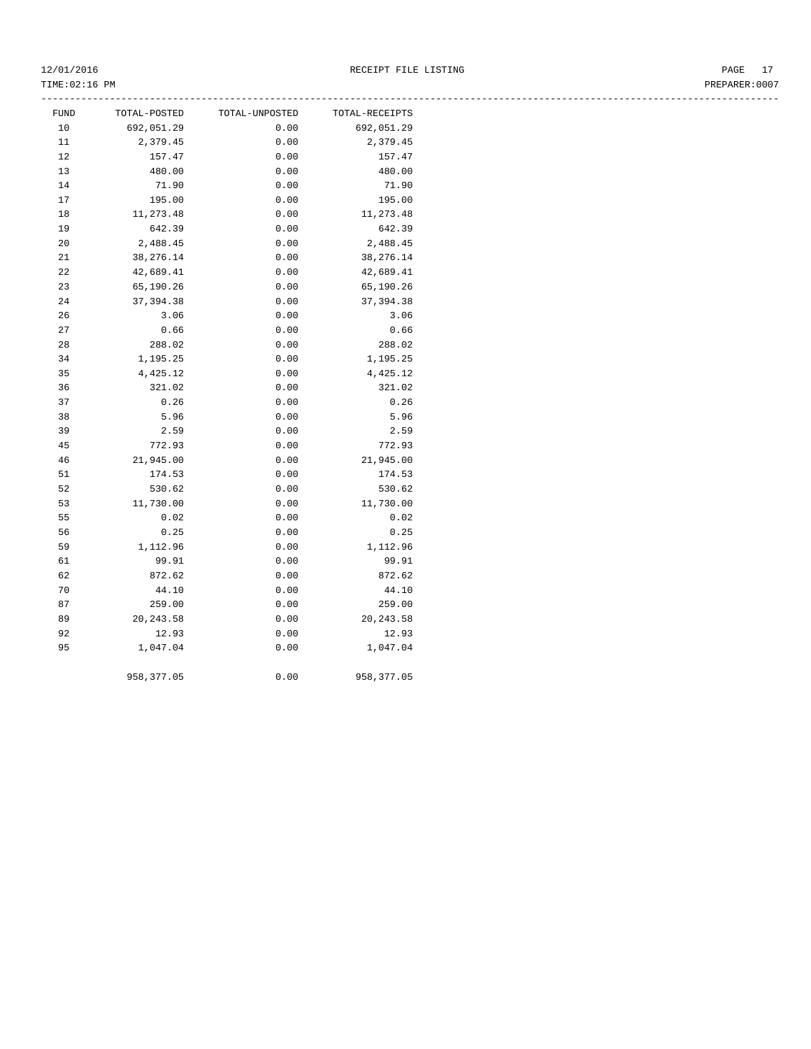12/01/2016 RECEIPT FILE LISTING

TIME:02:16 PM PREPARER:0007

| FUND | TOTAL-POSTED | TOTAL-UNPOSTED | TOTAL-RECEIPTS |
|---|---|---|---|
| 10 | 692,051.29 | 0.00 | 692,051.29 |
| 11 | 2,379.45 | 0.00 | 2,379.45 |
| 12 | 157.47 | 0.00 | 157.47 |
| 13 | 480.00 | 0.00 | 480.00 |
| 14 | 71.90 | 0.00 | 71.90 |
| 17 | 195.00 | 0.00 | 195.00 |
| 18 | 11,273.48 | 0.00 | 11,273.48 |
| 19 | 642.39 | 0.00 | 642.39 |
| 20 | 2,488.45 | 0.00 | 2,488.45 |
| 21 | 38,276.14 | 0.00 | 38,276.14 |
| 22 | 42,689.41 | 0.00 | 42,689.41 |
| 23 | 65,190.26 | 0.00 | 65,190.26 |
| 24 | 37,394.38 | 0.00 | 37,394.38 |
| 26 | 3.06 | 0.00 | 3.06 |
| 27 | 0.66 | 0.00 | 0.66 |
| 28 | 288.02 | 0.00 | 288.02 |
| 34 | 1,195.25 | 0.00 | 1,195.25 |
| 35 | 4,425.12 | 0.00 | 4,425.12 |
| 36 | 321.02 | 0.00 | 321.02 |
| 37 | 0.26 | 0.00 | 0.26 |
| 38 | 5.96 | 0.00 | 5.96 |
| 39 | 2.59 | 0.00 | 2.59 |
| 45 | 772.93 | 0.00 | 772.93 |
| 46 | 21,945.00 | 0.00 | 21,945.00 |
| 51 | 174.53 | 0.00 | 174.53 |
| 52 | 530.62 | 0.00 | 530.62 |
| 53 | 11,730.00 | 0.00 | 11,730.00 |
| 55 | 0.02 | 0.00 | 0.02 |
| 56 | 0.25 | 0.00 | 0.25 |
| 59 | 1,112.96 | 0.00 | 1,112.96 |
| 61 | 99.91 | 0.00 | 99.91 |
| 62 | 872.62 | 0.00 | 872.62 |
| 70 | 44.10 | 0.00 | 44.10 |
| 87 | 259.00 | 0.00 | 259.00 |
| 89 | 20,243.58 | 0.00 | 20,243.58 |
| 92 | 12.93 | 0.00 | 12.93 |
| 95 | 1,047.04 | 0.00 | 1,047.04 |
| | 958,377.05 | 0.00 | 958,377.05 |